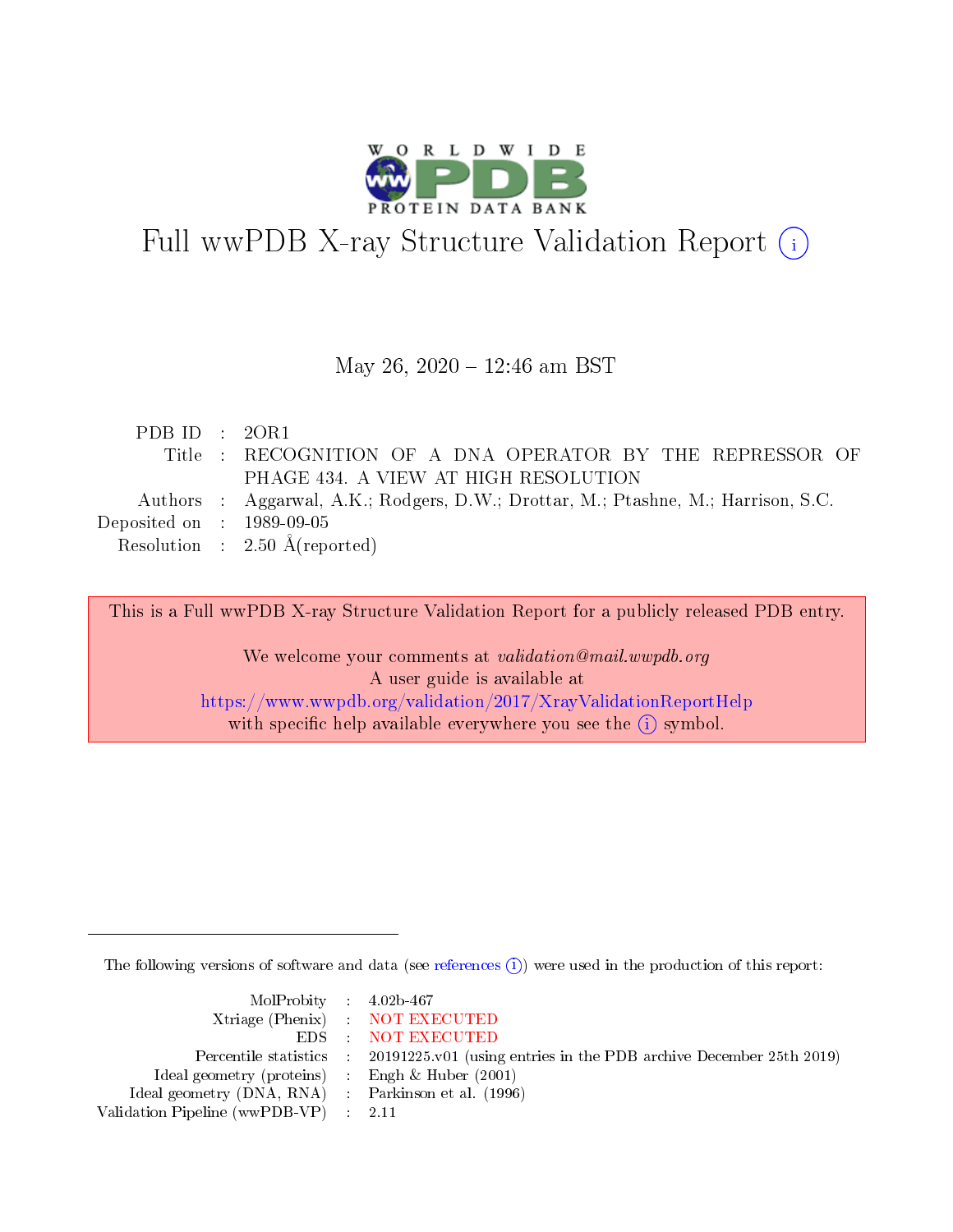# Full wwPDB X-ray Structure Validation Report (i)

May 26, 2020 – 12:46 am BST

| | | |
|---|---|---|
| PDB ID | : | 2OR1 |
| Title | : | RECOGNITION OF A DNA OPERATOR BY THE REPRESSOR OF PHAGE 434. A VIEW AT HIGH RESOLUTION |
| Authors | : | Aggarwal, A.K.; Rodgers, D.W.; Drottar, M.; Ptashne, M.; Harrison, S.C. |
| Deposited on | : | 1989-09-05 |
| Resolution | : | 2.50 Å(reported) |

This is a Full wwPDB X-ray Structure Validation Report for a publicly released PDB entry.

We welcome your comments at *validation@mail.wwpdb.org*
A user guide is available at
https://www.wwpdb.org/validation/2017/XrayValidationReportHelp
with specific help available everywhere you see the (i) symbol.

The following versions of software and data (see references (i)) were used in the production of this report:

| | | |
|---|---|---|
| MolProbity | : | 4.02b-467 |
| Xtriage (Phenix) | : | NOT EXECUTED |
| EDS | : | NOT EXECUTED |
| Percentile statistics | : | 20191225.v01 (using entries in the PDB archive December 25th 2019) |
| Ideal geometry (proteins) | : | Engh & Huber (2001) |
| Ideal geometry (DNA, RNA) | : | Parkinson et al. (1996) |
| Validation Pipeline (wwPDB-VP) | : | 2.11 |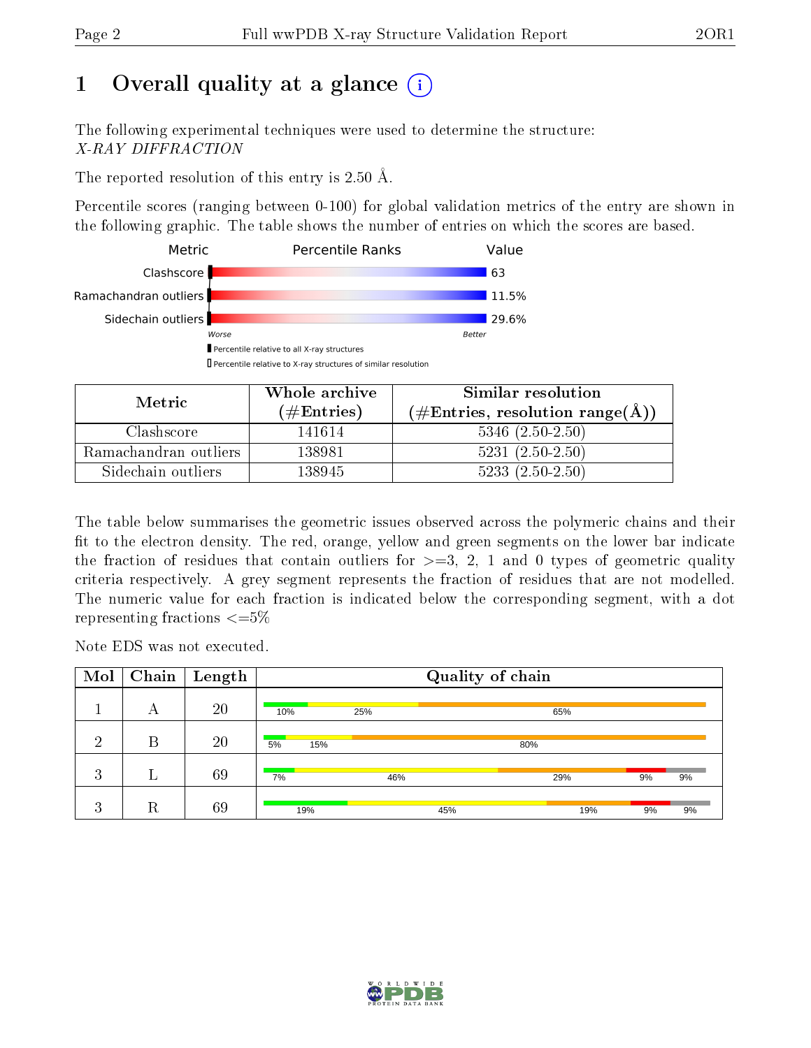# 1 Overall quality at a glance

The following experimental techniques were used to determine the structure:
*X-RAY DIFFRACTION*

The reported resolution of this entry is 2.50 Å.

Percentile scores (ranging between 0-100) for global validation metrics of the entry are shown in the following graphic. The table shows the number of entries on which the scores are based.

| Metric | Percentile Ranks | Value |
|---|---|---|
| Clashscore | | 63 |
| Ramachandran outliers | | 11.5% |
| Sidechain outliers | | 29.6% |

Worse — Better

Percentile relative to all X-ray structures

Percentile relative to X-ray structures of similar resolution

| Metric | Whole archive (#Entries) | Similar resolution (#Entries, resolution range(Å)) |
|---|---|---|
| Clashscore | 141614 | 5346 (2.50-2.50) |
| Ramachandran outliers | 138981 | 5231 (2.50-2.50) |
| Sidechain outliers | 138945 | 5233 (2.50-2.50) |

The table below summarises the geometric issues observed across the polymeric chains and their fit to the electron density. The red, orange, yellow and green segments on the lower bar indicate the fraction of residues that contain outliers for >=3, 2, 1 and 0 types of geometric quality criteria respectively. A grey segment represents the fraction of residues that are not modelled. The numeric value for each fraction is indicated below the corresponding segment, with a dot representing fractions <=5%

Note EDS was not executed.

| Mol | Chain | Length | Quality of chain |
|---|---|---|---|
| 1 | A | 20 | 10% 25% 65% |
| 2 | B | 20 | 5% 15% 80% |
| 3 | L | 69 | 7% 46% 29% 9% 9% |
| 3 | R | 69 | 19% 45% 19% 9% 9% |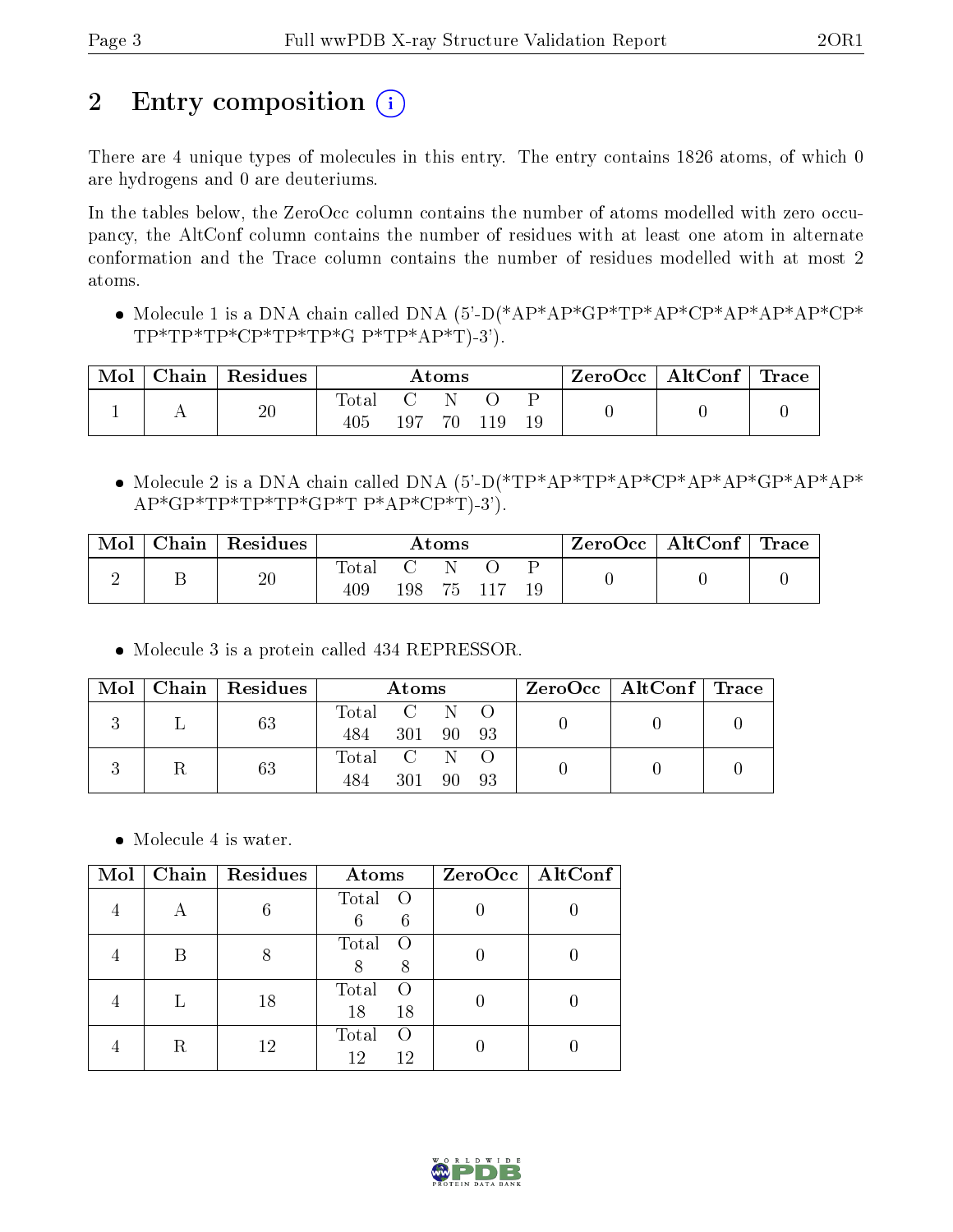# 2 Entry composition

There are 4 unique types of molecules in this entry. The entry contains 1826 atoms, of which 0 are hydrogens and 0 are deuteriums.

In the tables below, the ZeroOcc column contains the number of atoms modelled with zero occupancy, the AltConf column contains the number of residues with at least one atom in alternate conformation and the Trace column contains the number of residues modelled with at most 2 atoms.

- Molecule 1 is a DNA chain called DNA (5'-D(*AP*AP*GP*TP*AP*CP*AP*AP*AP*CP*TP*TP*TP*CP*TP*TP*G P*TP*AP*T)-3').

| Mol | Chain | Residues | Atoms | | | | | ZeroOcc | AltConf | Trace |
|---|---|---|---|---|---|---|---|---|---|---|
| 1 | A | 20 | Total<br>405 | C<br>197 | N<br>70 | O<br>119 | P<br>19 | 0 | 0 | 0 |

- Molecule 2 is a DNA chain called DNA (5'-D(*TP*AP*TP*AP*CP*AP*AP*GP*AP*AP*AP*GP*TP*TP*TP*GP*T P*AP*CP*T)-3').

| Mol | Chain | Residues | Atoms | | | | | ZeroOcc | AltConf | Trace |
|---|---|---|---|---|---|---|---|---|---|---|
| 2 | B | 20 | Total<br>409 | C<br>198 | N<br>75 | O<br>117 | P<br>19 | 0 | 0 | 0 |

- Molecule 3 is a protein called 434 REPRESSOR.

| Mol | Chain | Residues | Atoms | | | | ZeroOcc | AltConf | Trace |
|---|---|---|---|---|---|---|---|---|---|
| 3 | L | 63 | Total<br>484 | C<br>301 | N<br>90 | O<br>93 | 0 | 0 | 0 |
| 3 | R | 63 | Total<br>484 | C<br>301 | N<br>90 | O<br>93 | 0 | 0 | 0 |

- Molecule 4 is water.

| Mol | Chain | Residues | Atoms | | ZeroOcc | AltConf |
|---|---|---|---|---|---|---|
| 4 | A | 6 | Total<br>6 | O<br>6 | 0 | 0 |
| 4 | B | 8 | Total<br>8 | O<br>8 | 0 | 0 |
| 4 | L | 18 | Total<br>18 | O<br>18 | 0 | 0 |
| 4 | R | 12 | Total<br>12 | O<br>12 | 0 | 0 |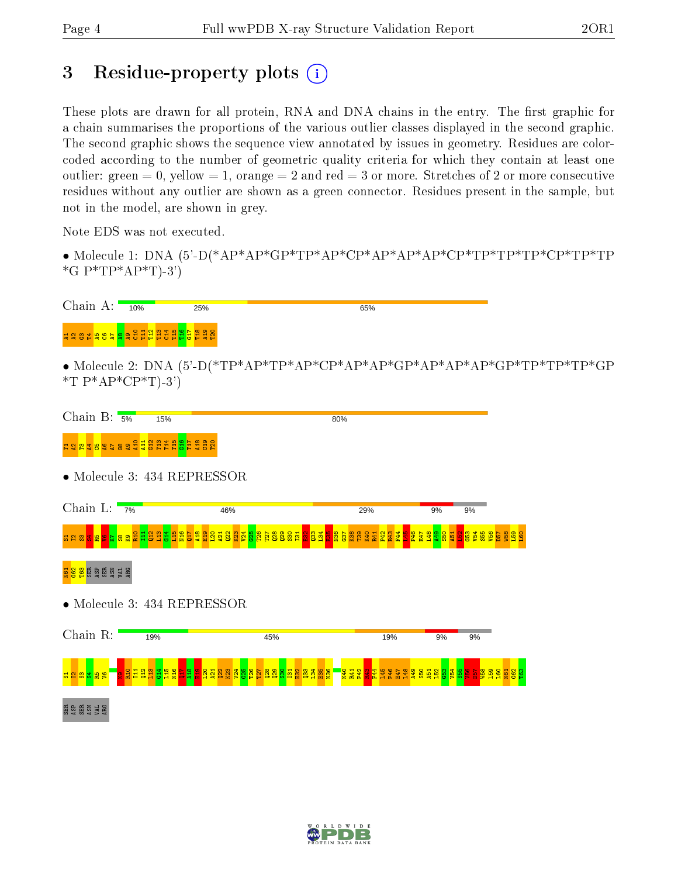# 3 Residue-property plots

These plots are drawn for all protein, RNA and DNA chains in the entry. The first graphic for a chain summarises the proportions of the various outlier classes displayed in the second graphic. The second graphic shows the sequence view annotated by issues in geometry. Residues are color-coded according to the number of geometric quality criteria for which they contain at least one outlier: green = 0, yellow = 1, orange = 2 and red = 3 or more. Stretches of 2 or more consecutive residues without any outlier are shown as a green connector. Residues present in the sample, but not in the model, are shown in grey.

Note EDS was not executed.

- Molecule 1: DNA (5'-D(*AP*AP*GP*TP*AP*CP*AP*AP*AP*CP*TP*TP*TP*CP*TP*TP *G P*TP*AP*T)-3')

Chain A: 10% | 25% | 65%

A1 A2 G3 T4 A5 C6 A7 A8 A9 C10 T11 T12 T13 C14 T15 T16 G17 T18 A19 T20

- Molecule 2: DNA (5'-D(*TP*AP*TP*AP*CP*AP*AP*GP*AP*AP*AP*GP*TP*TP*TP*GP *T P*AP*CP*T)-3')

Chain B: 5% | 15% | 80%

T1 A2 T3 A4 C5 A6 A7 G8 A9 A10 A11 G12 T13 T14 T15 G16 T17 A18 C19 T20

- Molecule 3: 434 REPRESSOR

Chain L: 7% | 46% | 29% | 9% | 9%

S1 I2 S3 S4 R5 V6 K7 S8 K9 R10 I11 Q12 L13 G14 L15 N16 Q17 A18 E19 L20 A21 Q22 K23 V24 G25 T26 T27 Q28 Q29 S30 I31 E32 Q33 L34 E35 N36 G37 K38 T39 K40 R41 P42 R43 F44 L45 P46 E47 L48 A49 S50 A51 L52 G53 V54 S55 V56 D57 W58 L59 L60 N61 G62 T63 SER ASP SER ASN VAL ARG

- Molecule 3: 434 REPRESSOR

Chain R: 19% | 45% | 19% | 9% | 9%

S1 I2 S3 S4 R5 V6 K9 R10 I11 Q12 L13 G14 L15 N16 Q17 A18 E19 L20 A21 Q22 K23 V24 G25 T26 T27 Q28 Q29 S30 I31 E32 Q33 L34 E35 N36 K40 R41 P42 R43 F44 L45 P46 E47 L48 A49 S50 A51 L52 G53 V54 S55 V56 D57 W58 L59 L60 N61 G62 T63 SER ASP SER ASN VAL ARG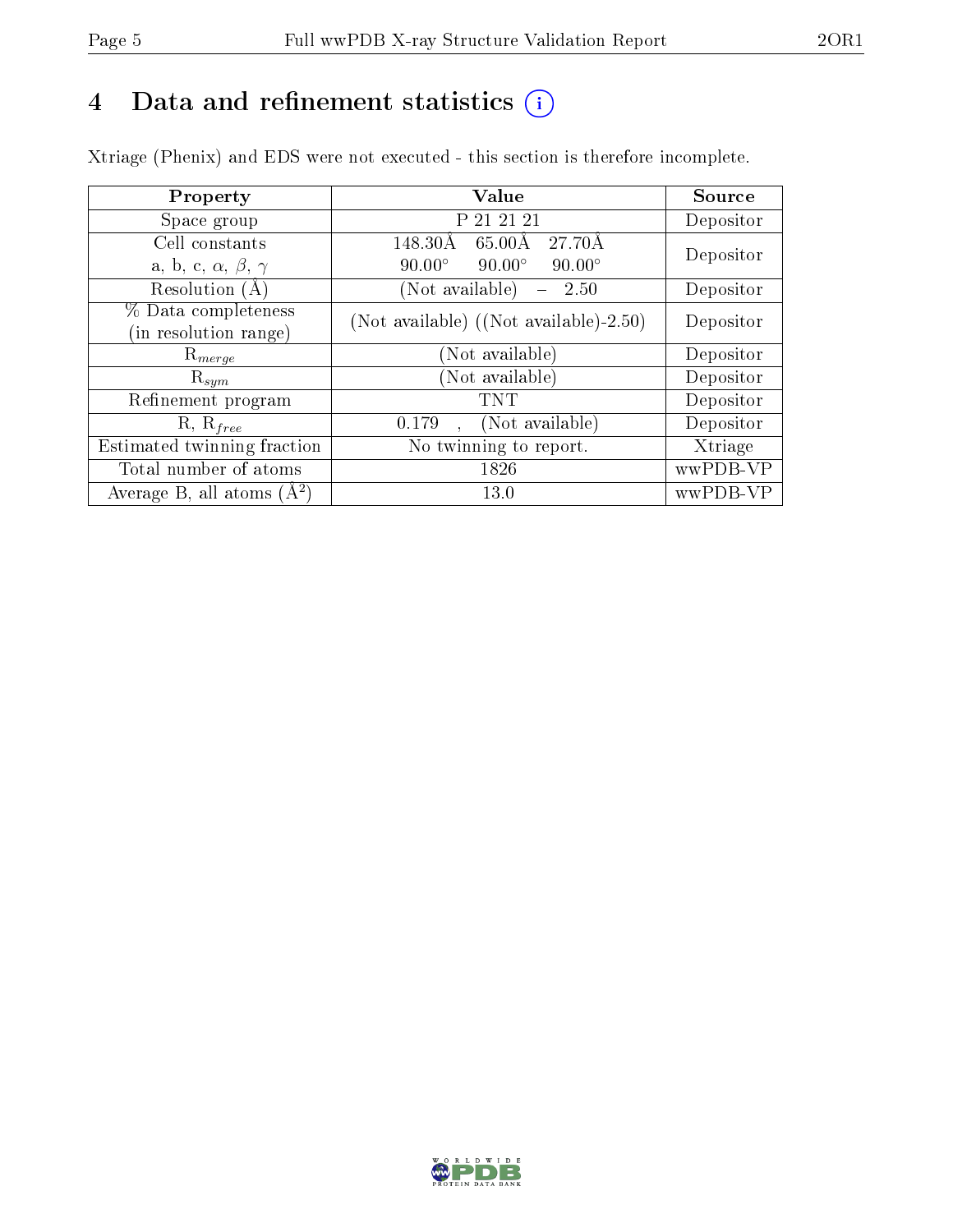# 4 Data and refinement statistics (i)

Xtriage (Phenix) and EDS were not executed - this section is therefore incomplete.

| Property | Value | Source |
|---|---|---|
| Space group | P 21 21 21 | Depositor |
| Cell constants<br>a, b, c, $\alpha$, $\beta$, $\gamma$ | 148.30Å 65.00Å 27.70Å<br>90.00° 90.00° 90.00° | Depositor |
| Resolution (Å) | (Not available) – 2.50 | Depositor |
| % Data completeness<br>(in resolution range) | (Not available) ((Not available)-2.50) | Depositor |
| $R_{merge}$ | (Not available) | Depositor |
| $R_{sym}$ | (Not available) | Depositor |
| Refinement program | TNT | Depositor |
| R, $R_{free}$ | 0.179 , (Not available) | Depositor |
| Estimated twinning fraction | No twinning to report. | Xtriage |
| Total number of atoms | 1826 | wwPDB-VP |
| Average B, all atoms ($Å^2$) | 13.0 | wwPDB-VP |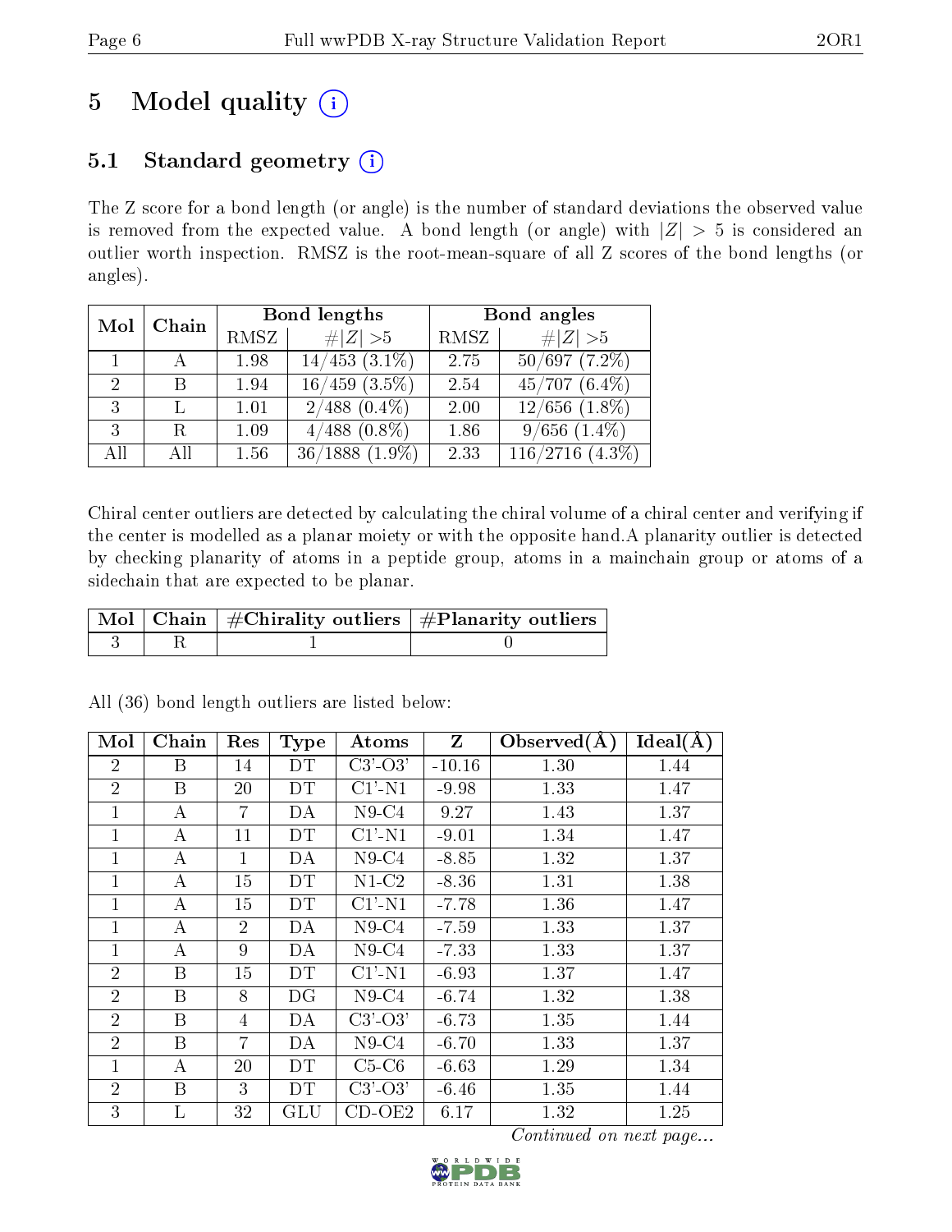# 5 Model quality (i)

## 5.1 Standard geometry (i)

The Z score for a bond length (or angle) is the number of standard deviations the observed value is removed from the expected value. A bond length (or angle) with $|Z| > 5$ is considered an outlier worth inspection. RMSZ is the root-mean-square of all Z scores of the bond lengths (or angles).

| Mol | Chain | Bond lengths | | Bond angles | |
|---|---|---|---|---|---|
| | | RMSZ | $\#\|Z\| > 5$ | RMSZ | $\#\|Z\| > 5$ |
| 1 | A | 1.98 | 14/453 (3.1%) | 2.75 | 50/697 (7.2%) |
| 2 | B | 1.94 | 16/459 (3.5%) | 2.54 | 45/707 (6.4%) |
| 3 | L | 1.01 | 2/488 (0.4%) | 2.00 | 12/656 (1.8%) |
| 3 | R | 1.09 | 4/488 (0.8%) | 1.86 | 9/656 (1.4%) |
| All | All | 1.56 | 36/1888 (1.9%) | 2.33 | 116/2716 (4.3%) |

Chiral center outliers are detected by calculating the chiral volume of a chiral center and verifying if the center is modelled as a planar moiety or with the opposite hand.A planarity outlier is detected by checking planarity of atoms in a peptide group, atoms in a mainchain group or atoms of a sidechain that are expected to be planar.

| Mol | Chain | #Chirality outliers | #Planarity outliers |
|---|---|---|---|
| 3 | R | 1 | 0 |

All (36) bond length outliers are listed below:

| Mol | Chain | Res | Type | Atoms | Z | Observed(Å) | Ideal(Å) |
|---|---|---|---|---|---|---|---|
| 2 | B | 14 | DT | C3'-O3' | -10.16 | 1.30 | 1.44 |
| 2 | B | 20 | DT | C1'-N1 | -9.98 | 1.33 | 1.47 |
| 1 | A | 7 | DA | N9-C4 | 9.27 | 1.43 | 1.37 |
| 1 | A | 11 | DT | C1'-N1 | -9.01 | 1.34 | 1.47 |
| 1 | A | 1 | DA | N9-C4 | -8.85 | 1.32 | 1.37 |
| 1 | A | 15 | DT | N1-C2 | -8.36 | 1.31 | 1.38 |
| 1 | A | 15 | DT | C1'-N1 | -7.78 | 1.36 | 1.47 |
| 1 | A | 2 | DA | N9-C4 | -7.59 | 1.33 | 1.37 |
| 1 | A | 9 | DA | N9-C4 | -7.33 | 1.33 | 1.37 |
| 2 | B | 15 | DT | C1'-N1 | -6.93 | 1.37 | 1.47 |
| 2 | B | 8 | DG | N9-C4 | -6.74 | 1.32 | 1.38 |
| 2 | B | 4 | DA | C3'-O3' | -6.73 | 1.35 | 1.44 |
| 2 | B | 7 | DA | N9-C4 | -6.70 | 1.33 | 1.37 |
| 1 | A | 20 | DT | C5-C6 | -6.63 | 1.29 | 1.34 |
| 2 | B | 3 | DT | C3'-O3' | -6.46 | 1.35 | 1.44 |
| 3 | L | 32 | GLU | CD-OE2 | 6.17 | 1.32 | 1.25 |

*Continued on next page...*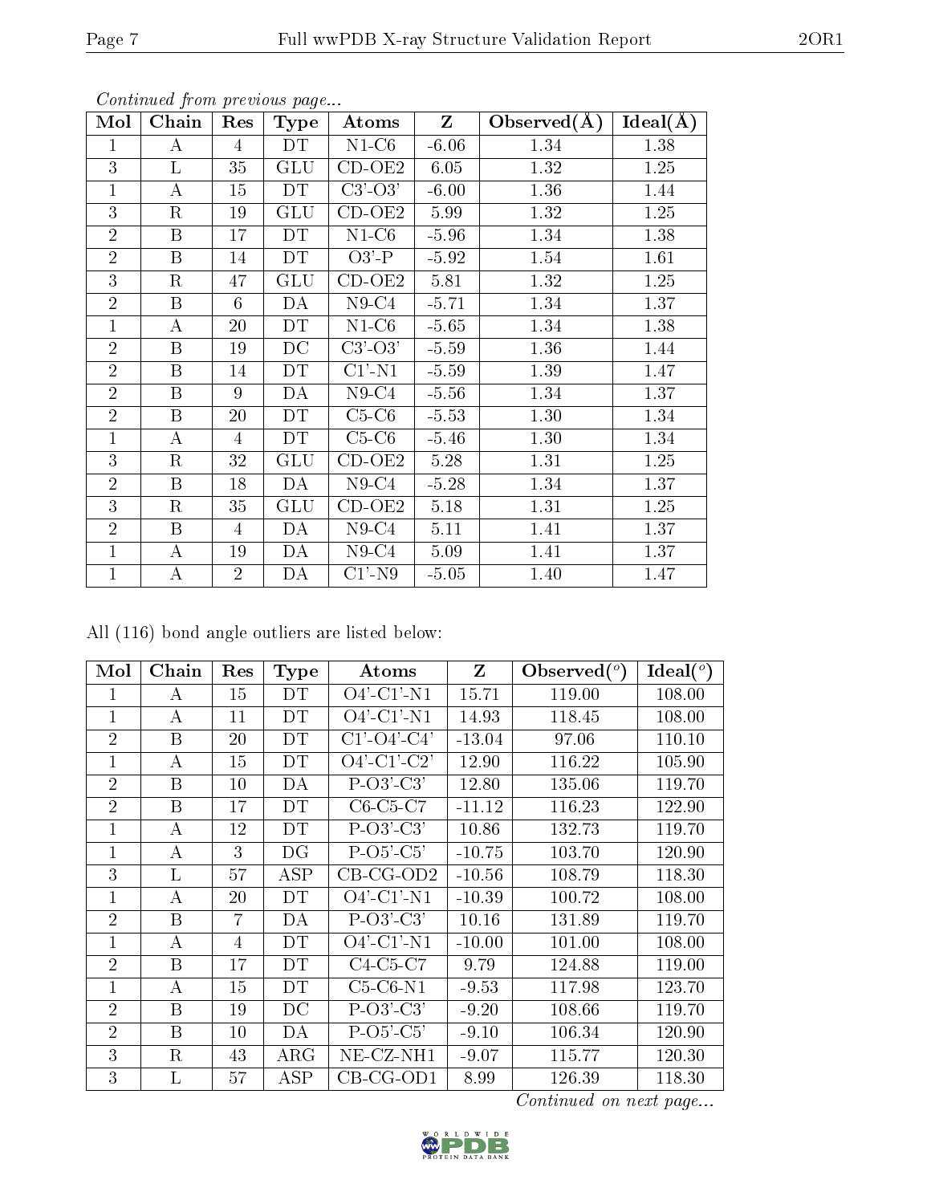*Continued from previous page...*

| Mol | Chain | Res | Type | Atoms | Z | Observed(Å) | Ideal(Å) |
|---|---|---|---|---|---|---|---|
| 1 | A | 4 | DT | N1-C6 | -6.06 | 1.34 | 1.38 |
| 3 | L | 35 | GLU | CD-OE2 | 6.05 | 1.32 | 1.25 |
| 1 | A | 15 | DT | C3'-O3' | -6.00 | 1.36 | 1.44 |
| 3 | R | 19 | GLU | CD-OE2 | 5.99 | 1.32 | 1.25 |
| 2 | B | 17 | DT | N1-C6 | -5.96 | 1.34 | 1.38 |
| 2 | B | 14 | DT | O3'-P | -5.92 | 1.54 | 1.61 |
| 3 | R | 47 | GLU | CD-OE2 | 5.81 | 1.32 | 1.25 |
| 2 | B | 6 | DA | N9-C4 | -5.71 | 1.34 | 1.37 |
| 1 | A | 20 | DT | N1-C6 | -5.65 | 1.34 | 1.38 |
| 2 | B | 19 | DC | C3'-O3' | -5.59 | 1.36 | 1.44 |
| 2 | B | 14 | DT | C1'-N1 | -5.59 | 1.39 | 1.47 |
| 2 | B | 9 | DA | N9-C4 | -5.56 | 1.34 | 1.37 |
| 2 | B | 20 | DT | C5-C6 | -5.53 | 1.30 | 1.34 |
| 1 | A | 4 | DT | C5-C6 | -5.46 | 1.30 | 1.34 |
| 3 | R | 32 | GLU | CD-OE2 | 5.28 | 1.31 | 1.25 |
| 2 | B | 18 | DA | N9-C4 | -5.28 | 1.34 | 1.37 |
| 3 | R | 35 | GLU | CD-OE2 | 5.18 | 1.31 | 1.25 |
| 2 | B | 4 | DA | N9-C4 | 5.11 | 1.41 | 1.37 |
| 1 | A | 19 | DA | N9-C4 | 5.09 | 1.41 | 1.37 |
| 1 | A | 2 | DA | C1'-N9 | -5.05 | 1.40 | 1.47 |

All (116) bond angle outliers are listed below:

| Mol | Chain | Res | Type | Atoms | Z | Observed(°) | Ideal(°) |
|---|---|---|---|---|---|---|---|
| 1 | A | 15 | DT | O4'-C1'-N1 | 15.71 | 119.00 | 108.00 |
| 1 | A | 11 | DT | O4'-C1'-N1 | 14.93 | 118.45 | 108.00 |
| 2 | B | 20 | DT | C1'-O4'-C4' | -13.04 | 97.06 | 110.10 |
| 1 | A | 15 | DT | O4'-C1'-C2' | 12.90 | 116.22 | 105.90 |
| 2 | B | 10 | DA | P-O3'-C3' | 12.80 | 135.06 | 119.70 |
| 2 | B | 17 | DT | C6-C5-C7 | -11.12 | 116.23 | 122.90 |
| 1 | A | 12 | DT | P-O3'-C3' | 10.86 | 132.73 | 119.70 |
| 1 | A | 3 | DG | P-O5'-C5' | -10.75 | 103.70 | 120.90 |
| 3 | L | 57 | ASP | CB-CG-OD2 | -10.56 | 108.79 | 118.30 |
| 1 | A | 20 | DT | O4'-C1'-N1 | -10.39 | 100.72 | 108.00 |
| 2 | B | 7 | DA | P-O3'-C3' | 10.16 | 131.89 | 119.70 |
| 1 | A | 4 | DT | O4'-C1'-N1 | -10.00 | 101.00 | 108.00 |
| 2 | B | 17 | DT | C4-C5-C7 | 9.79 | 124.88 | 119.00 |
| 1 | A | 15 | DT | C5-C6-N1 | -9.53 | 117.98 | 123.70 |
| 2 | B | 19 | DC | P-O3'-C3' | -9.20 | 108.66 | 119.70 |
| 2 | B | 10 | DA | P-O5'-C5' | -9.10 | 106.34 | 120.90 |
| 3 | R | 43 | ARG | NE-CZ-NH1 | -9.07 | 115.77 | 120.30 |
| 3 | L | 57 | ASP | CB-CG-OD1 | 8.99 | 126.39 | 118.30 |

*Continued on next page...*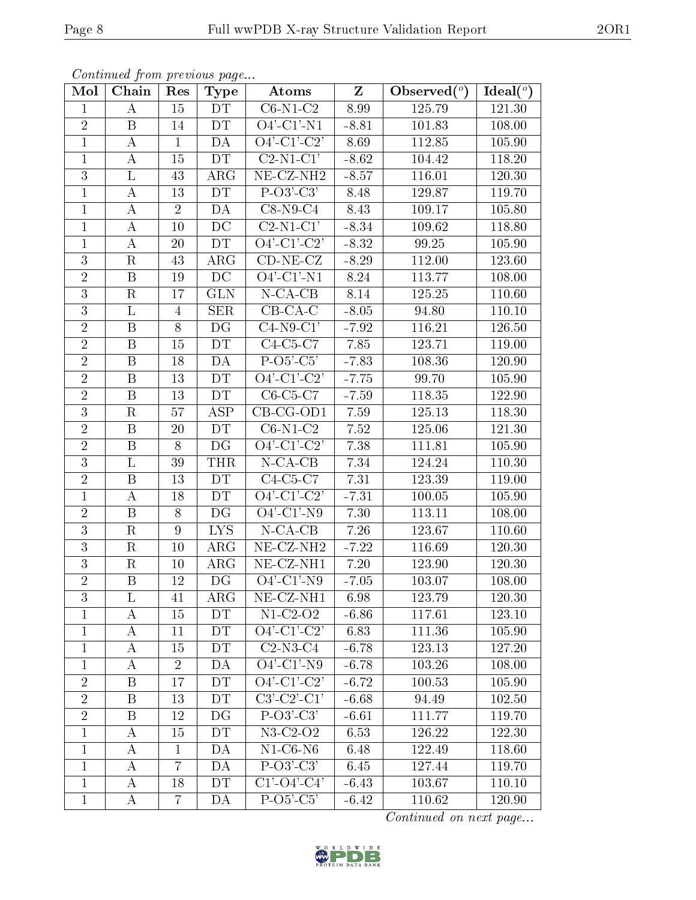*Continued from previous page...*

| Mol | Chain | Res | Type | Atoms | Z | Observed(°) | Ideal(°) |
|---|---|---|---|---|---|---|---|
| 1 | A | 15 | DT | C6-N1-C2 | 8.99 | 125.79 | 121.30 |
| 2 | B | 14 | DT | O4'-C1'-N1 | -8.81 | 101.83 | 108.00 |
| 1 | A | 1 | DA | O4'-C1'-C2' | 8.69 | 112.85 | 105.90 |
| 1 | A | 15 | DT | C2-N1-C1' | -8.62 | 104.42 | 118.20 |
| 3 | L | 43 | ARG | NE-CZ-NH2 | -8.57 | 116.01 | 120.30 |
| 1 | A | 13 | DT | P-O3'-C3' | 8.48 | 129.87 | 119.70 |
| 1 | A | 2 | DA | C8-N9-C4 | 8.43 | 109.17 | 105.80 |
| 1 | A | 10 | DC | C2-N1-C1' | -8.34 | 109.62 | 118.80 |
| 1 | A | 20 | DT | O4'-C1'-C2' | -8.32 | 99.25 | 105.90 |
| 3 | R | 43 | ARG | CD-NE-CZ | -8.29 | 112.00 | 123.60 |
| 2 | B | 19 | DC | O4'-C1'-N1 | 8.24 | 113.77 | 108.00 |
| 3 | R | 17 | GLN | N-CA-CB | 8.14 | 125.25 | 110.60 |
| 3 | L | 4 | SER | CB-CA-C | -8.05 | 94.80 | 110.10 |
| 2 | B | 8 | DG | C4-N9-C1' | -7.92 | 116.21 | 126.50 |
| 2 | B | 15 | DT | C4-C5-C7 | 7.85 | 123.71 | 119.00 |
| 2 | B | 18 | DA | P-O5'-C5' | -7.83 | 108.36 | 120.90 |
| 2 | B | 13 | DT | O4'-C1'-C2' | -7.75 | 99.70 | 105.90 |
| 2 | B | 13 | DT | C6-C5-C7 | -7.59 | 118.35 | 122.90 |
| 3 | R | 57 | ASP | CB-CG-OD1 | 7.59 | 125.13 | 118.30 |
| 2 | B | 20 | DT | C6-N1-C2 | 7.52 | 125.06 | 121.30 |
| 2 | B | 8 | DG | O4'-C1'-C2' | 7.38 | 111.81 | 105.90 |
| 3 | L | 39 | THR | N-CA-CB | 7.34 | 124.24 | 110.30 |
| 2 | B | 13 | DT | C4-C5-C7 | 7.31 | 123.39 | 119.00 |
| 1 | A | 18 | DT | O4'-C1'-C2' | -7.31 | 100.05 | 105.90 |
| 2 | B | 8 | DG | O4'-C1'-N9 | 7.30 | 113.11 | 108.00 |
| 3 | R | 9 | LYS | N-CA-CB | 7.26 | 123.67 | 110.60 |
| 3 | R | 10 | ARG | NE-CZ-NH2 | -7.22 | 116.69 | 120.30 |
| 3 | R | 10 | ARG | NE-CZ-NH1 | 7.20 | 123.90 | 120.30 |
| 2 | B | 12 | DG | O4'-C1'-N9 | -7.05 | 103.07 | 108.00 |
| 3 | L | 41 | ARG | NE-CZ-NH1 | 6.98 | 123.79 | 120.30 |
| 1 | A | 15 | DT | N1-C2-O2 | -6.86 | 117.61 | 123.10 |
| 1 | A | 11 | DT | O4'-C1'-C2' | 6.83 | 111.36 | 105.90 |
| 1 | A | 15 | DT | C2-N3-C4 | -6.78 | 123.13 | 127.20 |
| 1 | A | 2 | DA | O4'-C1'-N9 | -6.78 | 103.26 | 108.00 |
| 2 | B | 17 | DT | O4'-C1'-C2' | -6.72 | 100.53 | 105.90 |
| 2 | B | 13 | DT | C3'-C2'-C1' | -6.68 | 94.49 | 102.50 |
| 2 | B | 12 | DG | P-O3'-C3' | -6.61 | 111.77 | 119.70 |
| 1 | A | 15 | DT | N3-C2-O2 | 6.53 | 126.22 | 122.30 |
| 1 | A | 1 | DA | N1-C6-N6 | 6.48 | 122.49 | 118.60 |
| 1 | A | 7 | DA | P-O3'-C3' | 6.45 | 127.44 | 119.70 |
| 1 | A | 18 | DT | C1'-O4'-C4' | -6.43 | 103.67 | 110.10 |
| 1 | A | 7 | DA | P-O5'-C5' | -6.42 | 110.62 | 120.90 |

*Continued on next page...*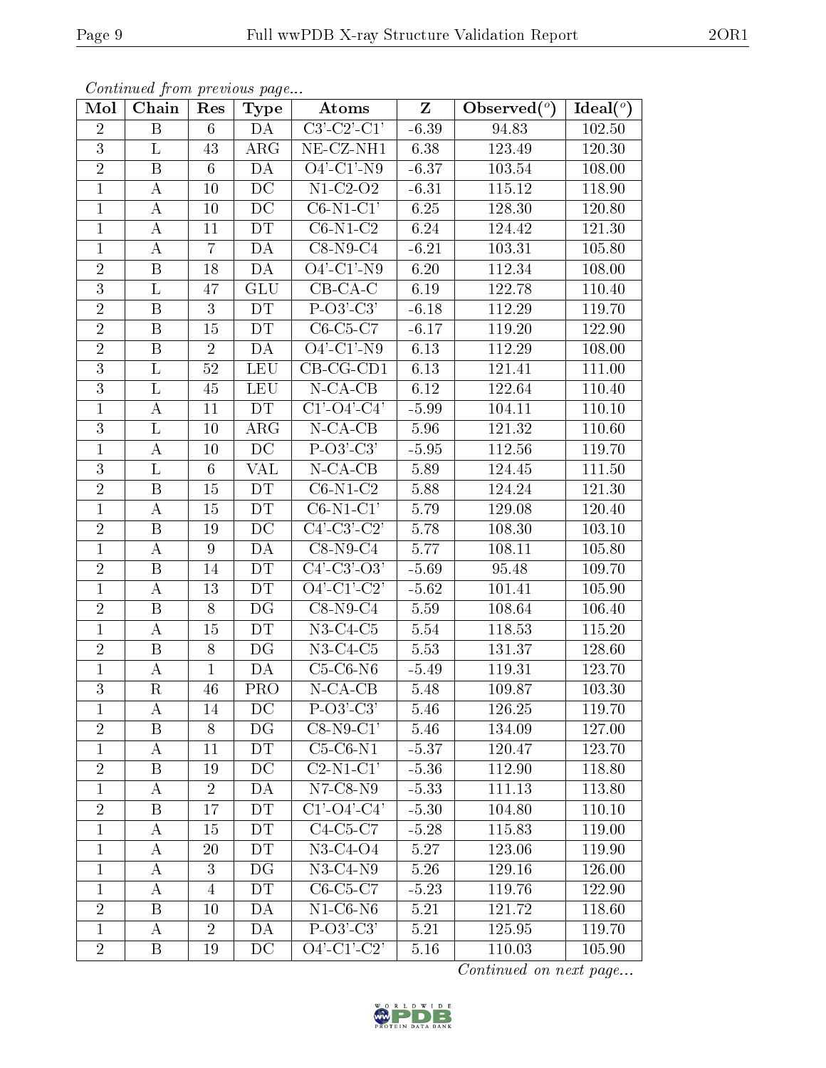*Continued from previous page...*

| Mol | Chain | Res | Type | Atoms | Z | Observed(°) | Ideal(°) |
|---|---|---|---|---|---|---|---|
| 2 | B | 6 | DA | C3'-C2'-C1' | -6.39 | 94.83 | 102.50 |
| 3 | L | 43 | ARG | NE-CZ-NH1 | 6.38 | 123.49 | 120.30 |
| 2 | B | 6 | DA | O4'-C1'-N9 | -6.37 | 103.54 | 108.00 |
| 1 | A | 10 | DC | N1-C2-O2 | -6.31 | 115.12 | 118.90 |
| 1 | A | 10 | DC | C6-N1-C1' | 6.25 | 128.30 | 120.80 |
| 1 | A | 11 | DT | C6-N1-C2 | 6.24 | 124.42 | 121.30 |
| 1 | A | 7 | DA | C8-N9-C4 | -6.21 | 103.31 | 105.80 |
| 2 | B | 18 | DA | O4'-C1'-N9 | 6.20 | 112.34 | 108.00 |
| 3 | L | 47 | GLU | CB-CA-C | 6.19 | 122.78 | 110.40 |
| 2 | B | 3 | DT | P-O3'-C3' | -6.18 | 112.29 | 119.70 |
| 2 | B | 15 | DT | C6-C5-C7 | -6.17 | 119.20 | 122.90 |
| 2 | B | 2 | DA | O4'-C1'-N9 | 6.13 | 112.29 | 108.00 |
| 3 | L | 52 | LEU | CB-CG-CD1 | 6.13 | 121.41 | 111.00 |
| 3 | L | 45 | LEU | N-CA-CB | 6.12 | 122.64 | 110.40 |
| 1 | A | 11 | DT | C1'-O4'-C4' | -5.99 | 104.11 | 110.10 |
| 3 | L | 10 | ARG | N-CA-CB | 5.96 | 121.32 | 110.60 |
| 1 | A | 10 | DC | P-O3'-C3' | -5.95 | 112.56 | 119.70 |
| 3 | L | 6 | VAL | N-CA-CB | 5.89 | 124.45 | 111.50 |
| 2 | B | 15 | DT | C6-N1-C2 | 5.88 | 124.24 | 121.30 |
| 1 | A | 15 | DT | C6-N1-C1' | 5.79 | 129.08 | 120.40 |
| 2 | B | 19 | DC | C4'-C3'-C2' | 5.78 | 108.30 | 103.10 |
| 1 | A | 9 | DA | C8-N9-C4 | 5.77 | 108.11 | 105.80 |
| 2 | B | 14 | DT | C4'-C3'-O3' | -5.69 | 95.48 | 109.70 |
| 1 | A | 13 | DT | O4'-C1'-C2' | -5.62 | 101.41 | 105.90 |
| 2 | B | 8 | DG | C8-N9-C4 | 5.59 | 108.64 | 106.40 |
| 1 | A | 15 | DT | N3-C4-C5 | 5.54 | 118.53 | 115.20 |
| 2 | B | 8 | DG | N3-C4-C5 | 5.53 | 131.37 | 128.60 |
| 1 | A | 1 | DA | C5-C6-N6 | -5.49 | 119.31 | 123.70 |
| 3 | R | 46 | PRO | N-CA-CB | 5.48 | 109.87 | 103.30 |
| 1 | A | 14 | DC | P-O3'-C3' | 5.46 | 126.25 | 119.70 |
| 2 | B | 8 | DG | C8-N9-C1' | 5.46 | 134.09 | 127.00 |
| 1 | A | 11 | DT | C5-C6-N1 | -5.37 | 120.47 | 123.70 |
| 2 | B | 19 | DC | C2-N1-C1' | -5.36 | 112.90 | 118.80 |
| 1 | A | 2 | DA | N7-C8-N9 | -5.33 | 111.13 | 113.80 |
| 2 | B | 17 | DT | C1'-O4'-C4' | -5.30 | 104.80 | 110.10 |
| 1 | A | 15 | DT | C4-C5-C7 | -5.28 | 115.83 | 119.00 |
| 1 | A | 20 | DT | N3-C4-O4 | 5.27 | 123.06 | 119.90 |
| 1 | A | 3 | DG | N3-C4-N9 | 5.26 | 129.16 | 126.00 |
| 1 | A | 4 | DT | C6-C5-C7 | -5.23 | 119.76 | 122.90 |
| 2 | B | 10 | DA | N1-C6-N6 | 5.21 | 121.72 | 118.60 |
| 1 | A | 2 | DA | P-O3'-C3' | 5.21 | 125.95 | 119.70 |
| 2 | B | 19 | DC | O4'-C1'-C2' | 5.16 | 110.03 | 105.90 |

*Continued on next page...*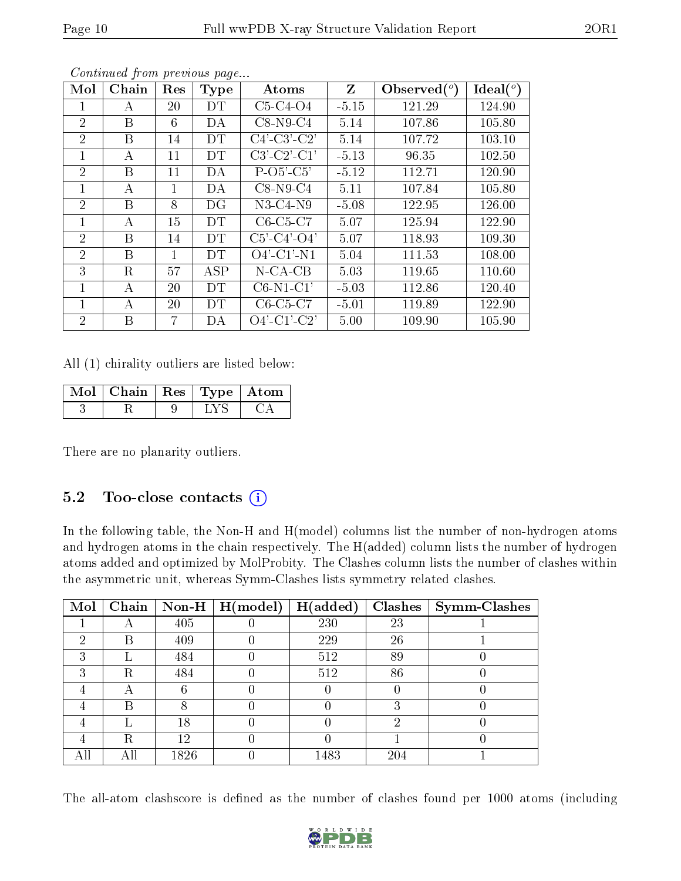*Continued from previous page...*

| Mol | Chain | Res | Type | Atoms | Z | Observed(°) | Ideal(°) |
|---|---|---|---|---|---|---|---|
| 1 | A | 20 | DT | C5-C4-O4 | -5.15 | 121.29 | 124.90 |
| 2 | B | 6 | DA | C8-N9-C4 | 5.14 | 107.86 | 105.80 |
| 2 | B | 14 | DT | C4'-C3'-C2' | 5.14 | 107.72 | 103.10 |
| 1 | A | 11 | DT | C3'-C2'-C1' | -5.13 | 96.35 | 102.50 |
| 2 | B | 11 | DA | P-O5'-C5' | -5.12 | 112.71 | 120.90 |
| 1 | A | 1 | DA | C8-N9-C4 | 5.11 | 107.84 | 105.80 |
| 2 | B | 8 | DG | N3-C4-N9 | -5.08 | 122.95 | 126.00 |
| 1 | A | 15 | DT | C6-C5-C7 | 5.07 | 125.94 | 122.90 |
| 2 | B | 14 | DT | C5'-C4'-O4' | 5.07 | 118.93 | 109.30 |
| 2 | B | 1 | DT | O4'-C1'-N1 | 5.04 | 111.53 | 108.00 |
| 3 | R | 57 | ASP | N-CA-CB | 5.03 | 119.65 | 110.60 |
| 1 | A | 20 | DT | C6-N1-C1' | -5.03 | 112.86 | 120.40 |
| 1 | A | 20 | DT | C6-C5-C7 | -5.01 | 119.89 | 122.90 |
| 2 | B | 7 | DA | O4'-C1'-C2' | 5.00 | 109.90 | 105.90 |

All (1) chirality outliers are listed below:

| Mol | Chain | Res | Type | Atom |
|---|---|---|---|---|
| 3 | R | 9 | LYS | CA |

There are no planarity outliers.

### 5.2 Too-close contacts (i)

In the following table, the Non-H and H(model) columns list the number of non-hydrogen atoms and hydrogen atoms in the chain respectively. The H(added) column lists the number of hydrogen atoms added and optimized by MolProbity. The Clashes column lists the number of clashes within the asymmetric unit, whereas Symm-Clashes lists symmetry related clashes.

| Mol | Chain | Non-H | H(model) | H(added) | Clashes | Symm-Clashes |
|---|---|---|---|---|---|---|
| 1 | A | 405 | 0 | 230 | 23 | 1 |
| 2 | B | 409 | 0 | 229 | 26 | 1 |
| 3 | L | 484 | 0 | 512 | 89 | 0 |
| 3 | R | 484 | 0 | 512 | 86 | 0 |
| 4 | A | 6 | 0 | 0 | 0 | 0 |
| 4 | B | 8 | 0 | 0 | 3 | 0 |
| 4 | L | 18 | 0 | 0 | 2 | 0 |
| 4 | R | 12 | 0 | 0 | 1 | 0 |
| All | All | 1826 | 0 | 1483 | 204 | 1 |

The all-atom clashscore is defined as the number of clashes found per 1000 atoms (including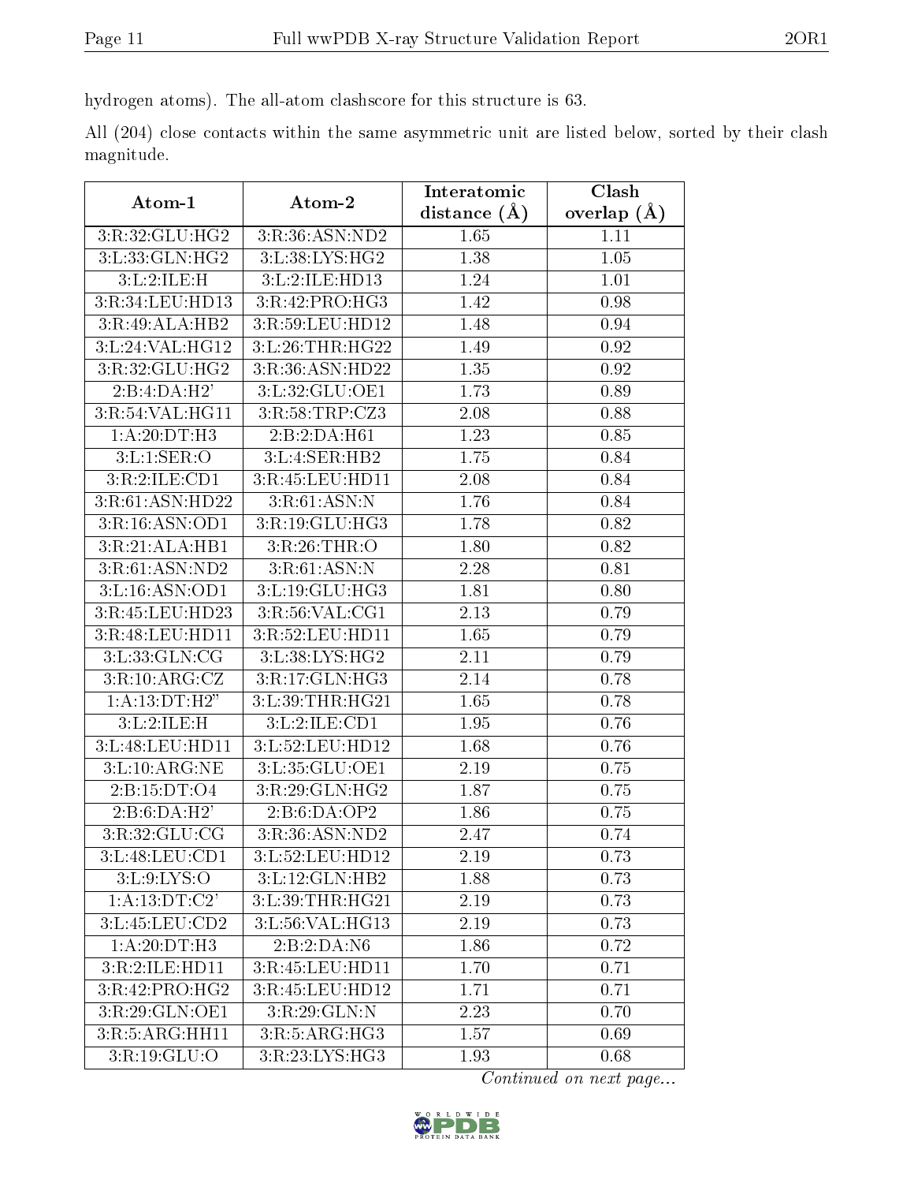hydrogen atoms). The all-atom clashscore for this structure is 63.

All (204) close contacts within the same asymmetric unit are listed below, sorted by their clash magnitude.

| Atom-1 | Atom-2 | Interatomic distance (Å) | Clash overlap (Å) |
|---|---|---|---|
| 3:R:32:GLU:HG2 | 3:R:36:ASN:ND2 | 1.65 | 1.11 |
| 3:L:33:GLN:HG2 | 3:L:38:LYS:HG2 | 1.38 | 1.05 |
| 3:L:2:ILE:H | 3:L:2:ILE:HD13 | 1.24 | 1.01 |
| 3:R:34:LEU:HD13 | 3:R:42:PRO:HG3 | 1.42 | 0.98 |
| 3:R:49:ALA:HB2 | 3:R:59:LEU:HD12 | 1.48 | 0.94 |
| 3:L:24:VAL:HG12 | 3:L:26:THR:HG22 | 1.49 | 0.92 |
| 3:R:32:GLU:HG2 | 3:R:36:ASN:HD22 | 1.35 | 0.92 |
| 2:B:4:DA:H2' | 3:L:32:GLU:OE1 | 1.73 | 0.89 |
| 3:R:54:VAL:HG11 | 3:R:58:TRP:CZ3 | 2.08 | 0.88 |
| 1:A:20:DT:H3 | 2:B:2:DA:H61 | 1.23 | 0.85 |
| 3:L:1:SER:O | 3:L:4:SER:HB2 | 1.75 | 0.84 |
| 3:R:2:ILE:CD1 | 3:R:45:LEU:HD11 | 2.08 | 0.84 |
| 3:R:61:ASN:HD22 | 3:R:61:ASN:N | 1.76 | 0.84 |
| 3:R:16:ASN:OD1 | 3:R:19:GLU:HG3 | 1.78 | 0.82 |
| 3:R:21:ALA:HB1 | 3:R:26:THR:O | 1.80 | 0.82 |
| 3:R:61:ASN:ND2 | 3:R:61:ASN:N | 2.28 | 0.81 |
| 3:L:16:ASN:OD1 | 3:L:19:GLU:HG3 | 1.81 | 0.80 |
| 3:R:45:LEU:HD23 | 3:R:56:VAL:CG1 | 2.13 | 0.79 |
| 3:R:48:LEU:HD11 | 3:R:52:LEU:HD11 | 1.65 | 0.79 |
| 3:L:33:GLN:CG | 3:L:38:LYS:HG2 | 2.11 | 0.79 |
| 3:R:10:ARG:CZ | 3:R:17:GLN:HG3 | 2.14 | 0.78 |
| 1:A:13:DT:H2" | 3:L:39:THR:HG21 | 1.65 | 0.78 |
| 3:L:2:ILE:H | 3:L:2:ILE:CD1 | 1.95 | 0.76 |
| 3:L:48:LEU:HD11 | 3:L:52:LEU:HD12 | 1.68 | 0.76 |
| 3:L:10:ARG:NE | 3:L:35:GLU:OE1 | 2.19 | 0.75 |
| 2:B:15:DT:O4 | 3:R:29:GLN:HG2 | 1.87 | 0.75 |
| 2:B:6:DA:H2' | 2:B:6:DA:OP2 | 1.86 | 0.75 |
| 3:R:32:GLU:CG | 3:R:36:ASN:ND2 | 2.47 | 0.74 |
| 3:L:48:LEU:CD1 | 3:L:52:LEU:HD12 | 2.19 | 0.73 |
| 3:L:9:LYS:O | 3:L:12:GLN:HB2 | 1.88 | 0.73 |
| 1:A:13:DT:C2' | 3:L:39:THR:HG21 | 2.19 | 0.73 |
| 3:L:45:LEU:CD2 | 3:L:56:VAL:HG13 | 2.19 | 0.73 |
| 1:A:20:DT:H3 | 2:B:2:DA:N6 | 1.86 | 0.72 |
| 3:R:2:ILE:HD11 | 3:R:45:LEU:HD11 | 1.70 | 0.71 |
| 3:R:42:PRO:HG2 | 3:R:45:LEU:HD12 | 1.71 | 0.71 |
| 3:R:29:GLN:OE1 | 3:R:29:GLN:N | 2.23 | 0.70 |
| 3:R:5:ARG:HH11 | 3:R:5:ARG:HG3 | 1.57 | 0.69 |
| 3:R:19:GLU:O | 3:R:23:LYS:HG3 | 1.93 | 0.68 |

*Continued on next page...*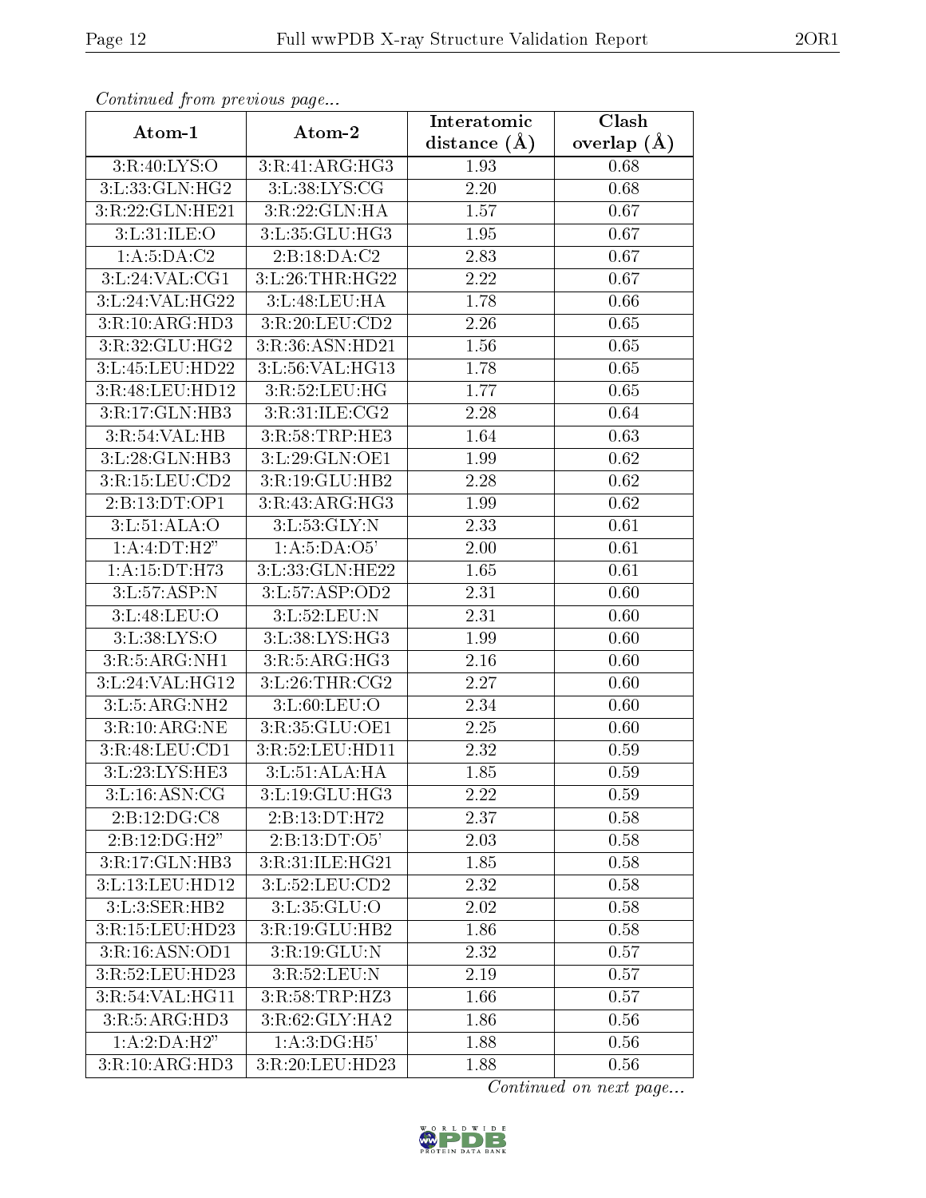*Continued from previous page...*

| Atom-1 | Atom-2 | Interatomic distance (Å) | Clash overlap (Å) |
|---|---|---|---|
| 3:R:40:LYS:O | 3:R:41:ARG:HG3 | 1.93 | 0.68 |
| 3:L:33:GLN:HG2 | 3:L:38:LYS:CG | 2.20 | 0.68 |
| 3:R:22:GLN:HE21 | 3:R:22:GLN:HA | 1.57 | 0.67 |
| 3:L:31:ILE:O | 3:L:35:GLU:HG3 | 1.95 | 0.67 |
| 1:A:5:DA:C2 | 2:B:18:DA:C2 | 2.83 | 0.67 |
| 3:L:24:VAL:CG1 | 3:L:26:THR:HG22 | 2.22 | 0.67 |
| 3:L:24:VAL:HG22 | 3:L:48:LEU:HA | 1.78 | 0.66 |
| 3:R:10:ARG:HD3 | 3:R:20:LEU:CD2 | 2.26 | 0.65 |
| 3:R:32:GLU:HG2 | 3:R:36:ASN:HD21 | 1.56 | 0.65 |
| 3:L:45:LEU:HD22 | 3:L:56:VAL:HG13 | 1.78 | 0.65 |
| 3:R:48:LEU:HD12 | 3:R:52:LEU:HG | 1.77 | 0.65 |
| 3:R:17:GLN:HB3 | 3:R:31:ILE:CG2 | 2.28 | 0.64 |
| 3:R:54:VAL:HB | 3:R:58:TRP:HE3 | 1.64 | 0.63 |
| 3:L:28:GLN:HB3 | 3:L:29:GLN:OE1 | 1.99 | 0.62 |
| 3:R:15:LEU:CD2 | 3:R:19:GLU:HB2 | 2.28 | 0.62 |
| 2:B:13:DT:OP1 | 3:R:43:ARG:HG3 | 1.99 | 0.62 |
| 3:L:51:ALA:O | 3:L:53:GLY:N | 2.33 | 0.61 |
| 1:A:4:DT:H2" | 1:A:5:DA:O5' | 2.00 | 0.61 |
| 1:A:15:DT:H73 | 3:L:33:GLN:HE22 | 1.65 | 0.61 |
| 3:L:57:ASP:N | 3:L:57:ASP:OD2 | 2.31 | 0.60 |
| 3:L:48:LEU:O | 3:L:52:LEU:N | 2.31 | 0.60 |
| 3:L:38:LYS:O | 3:L:38:LYS:HG3 | 1.99 | 0.60 |
| 3:R:5:ARG:NH1 | 3:R:5:ARG:HG3 | 2.16 | 0.60 |
| 3:L:24:VAL:HG12 | 3:L:26:THR:CG2 | 2.27 | 0.60 |
| 3:L:5:ARG:NH2 | 3:L:60:LEU:O | 2.34 | 0.60 |
| 3:R:10:ARG:NE | 3:R:35:GLU:OE1 | 2.25 | 0.60 |
| 3:R:48:LEU:CD1 | 3:R:52:LEU:HD11 | 2.32 | 0.59 |
| 3:L:23:LYS:HE3 | 3:L:51:ALA:HA | 1.85 | 0.59 |
| 3:L:16:ASN:CG | 3:L:19:GLU:HG3 | 2.22 | 0.59 |
| 2:B:12:DG:C8 | 2:B:13:DT:H72 | 2.37 | 0.58 |
| 2:B:12:DG:H2" | 2:B:13:DT:O5' | 2.03 | 0.58 |
| 3:R:17:GLN:HB3 | 3:R:31:ILE:HG21 | 1.85 | 0.58 |
| 3:L:13:LEU:HD12 | 3:L:52:LEU:CD2 | 2.32 | 0.58 |
| 3:L:3:SER:HB2 | 3:L:35:GLU:O | 2.02 | 0.58 |
| 3:R:15:LEU:HD23 | 3:R:19:GLU:HB2 | 1.86 | 0.58 |
| 3:R:16:ASN:OD1 | 3:R:19:GLU:N | 2.32 | 0.57 |
| 3:R:52:LEU:HD23 | 3:R:52:LEU:N | 2.19 | 0.57 |
| 3:R:54:VAL:HG11 | 3:R:58:TRP:HZ3 | 1.66 | 0.57 |
| 3:R:5:ARG:HD3 | 3:R:62:GLY:HA2 | 1.86 | 0.56 |
| 1:A:2:DA:H2" | 1:A:3:DG:H5' | 1.88 | 0.56 |
| 3:R:10:ARG:HD3 | 3:R:20:LEU:HD23 | 1.88 | 0.56 |

*Continued on next page...*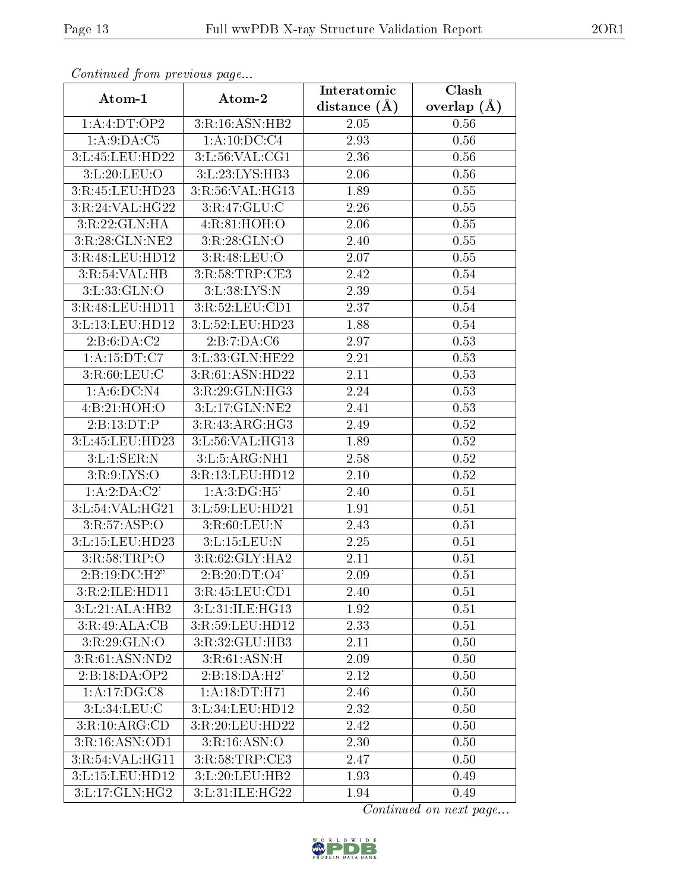*Continued from previous page...*

| Atom-1 | Atom-2 | Interatomic distance (Å) | Clash overlap (Å) |
| --- | --- | --- | --- |
| 1:A:4:DT:OP2 | 3:R:16:ASN:HB2 | 2.05 | 0.56 |
| 1:A:9:DA:C5 | 1:A:10:DC:C4 | 2.93 | 0.56 |
| 3:L:45:LEU:HD22 | 3:L:56:VAL:CG1 | 2.36 | 0.56 |
| 3:L:20:LEU:O | 3:L:23:LYS:HB3 | 2.06 | 0.56 |
| 3:R:45:LEU:HD23 | 3:R:56:VAL:HG13 | 1.89 | 0.55 |
| 3:R:24:VAL:HG22 | 3:R:47:GLU:C | 2.26 | 0.55 |
| 3:R:22:GLN:HA | 4:R:81:HOH:O | 2.06 | 0.55 |
| 3:R:28:GLN:NE2 | 3:R:28:GLN:O | 2.40 | 0.55 |
| 3:R:48:LEU:HD12 | 3:R:48:LEU:O | 2.07 | 0.55 |
| 3:R:54:VAL:HB | 3:R:58:TRP:CE3 | 2.42 | 0.54 |
| 3:L:33:GLN:O | 3:L:38:LYS:N | 2.39 | 0.54 |
| 3:R:48:LEU:HD11 | 3:R:52:LEU:CD1 | 2.37 | 0.54 |
| 3:L:13:LEU:HD12 | 3:L:52:LEU:HD23 | 1.88 | 0.54 |
| 2:B:6:DA:C2 | 2:B:7:DA:C6 | 2.97 | 0.53 |
| 1:A:15:DT:C7 | 3:L:33:GLN:HE22 | 2.21 | 0.53 |
| 3:R:60:LEU:C | 3:R:61:ASN:HD22 | 2.11 | 0.53 |
| 1:A:6:DC:N4 | 3:R:29:GLN:HG3 | 2.24 | 0.53 |
| 4:B:21:HOH:O | 3:L:17:GLN:NE2 | 2.41 | 0.53 |
| 2:B:13:DT:P | 3:R:43:ARG:HG3 | 2.49 | 0.52 |
| 3:L:45:LEU:HD23 | 3:L:56:VAL:HG13 | 1.89 | 0.52 |
| 3:L:1:SER:N | 3:L:5:ARG:NH1 | 2.58 | 0.52 |
| 3:R:9:LYS:O | 3:R:13:LEU:HD12 | 2.10 | 0.52 |
| 1:A:2:DA:C2' | 1:A:3:DG:H5' | 2.40 | 0.51 |
| 3:L:54:VAL:HG21 | 3:L:59:LEU:HD21 | 1.91 | 0.51 |
| 3:R:57:ASP:O | 3:R:60:LEU:N | 2.43 | 0.51 |
| 3:L:15:LEU:HD23 | 3:L:15:LEU:N | 2.25 | 0.51 |
| 3:R:58:TRP:O | 3:R:62:GLY:HA2 | 2.11 | 0.51 |
| 2:B:19:DC:H2" | 2:B:20:DT:O4' | 2.09 | 0.51 |
| 3:R:2:ILE:HD11 | 3:R:45:LEU:CD1 | 2.40 | 0.51 |
| 3:L:21:ALA:HB2 | 3:L:31:ILE:HG13 | 1.92 | 0.51 |
| 3:R:49:ALA:CB | 3:R:59:LEU:HD12 | 2.33 | 0.51 |
| 3:R:29:GLN:O | 3:R:32:GLU:HB3 | 2.11 | 0.50 |
| 3:R:61:ASN:ND2 | 3:R:61:ASN:H | 2.09 | 0.50 |
| 2:B:18:DA:OP2 | 2:B:18:DA:H2' | 2.12 | 0.50 |
| 1:A:17:DG:C8 | 1:A:18:DT:H71 | 2.46 | 0.50 |
| 3:L:34:LEU:C | 3:L:34:LEU:HD12 | 2.32 | 0.50 |
| 3:R:10:ARG:CD | 3:R:20:LEU:HD22 | 2.42 | 0.50 |
| 3:R:16:ASN:OD1 | 3:R:16:ASN:O | 2.30 | 0.50 |
| 3:R:54:VAL:HG11 | 3:R:58:TRP:CE3 | 2.47 | 0.50 |
| 3:L:15:LEU:HD12 | 3:L:20:LEU:HB2 | 1.93 | 0.49 |
| 3:L:17:GLN:HG2 | 3:L:31:ILE:HG22 | 1.94 | 0.49 |

*Continued on next page...*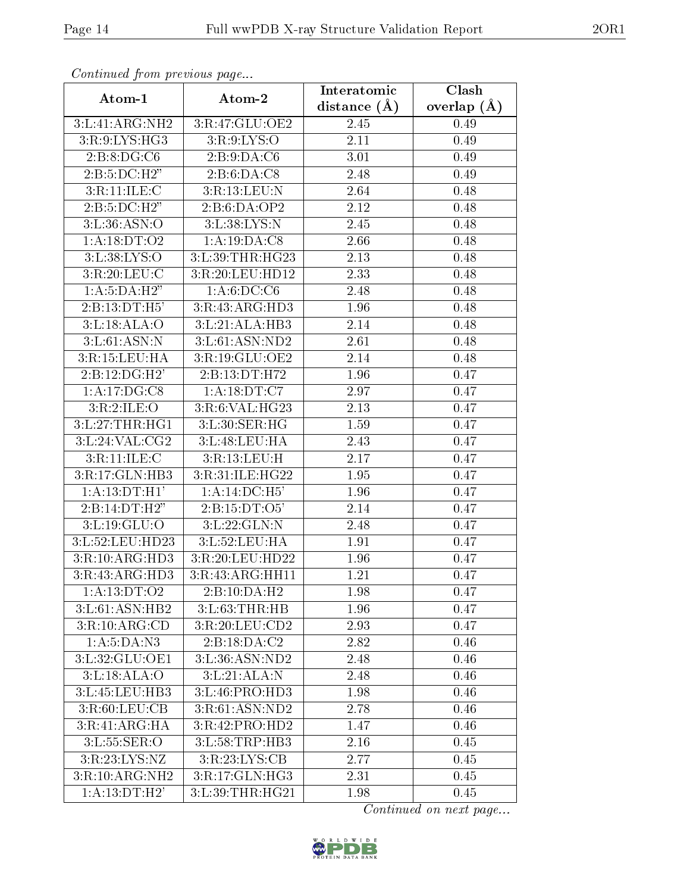*Continued from previous page...*

| Atom-1 | Atom-2 | Interatomic distance (Å) | Clash overlap (Å) |
|---|---|---|---|
| 3:L:41:ARG:NH2 | 3:R:47:GLU:OE2 | 2.45 | 0.49 |
| 3:R:9:LYS:HG3 | 3:R:9:LYS:O | 2.11 | 0.49 |
| 2:B:8:DG:C6 | 2:B:9:DA:C6 | 3.01 | 0.49 |
| 2:B:5:DC:H2" | 2:B:6:DA:C8 | 2.48 | 0.49 |
| 3:R:11:ILE:C | 3:R:13:LEU:N | 2.64 | 0.48 |
| 2:B:5:DC:H2" | 2:B:6:DA:OP2 | 2.12 | 0.48 |
| 3:L:36:ASN:O | 3:L:38:LYS:N | 2.45 | 0.48 |
| 1:A:18:DT:O2 | 1:A:19:DA:C8 | 2.66 | 0.48 |
| 3:L:38:LYS:O | 3:L:39:THR:HG23 | 2.13 | 0.48 |
| 3:R:20:LEU:C | 3:R:20:LEU:HD12 | 2.33 | 0.48 |
| 1:A:5:DA:H2" | 1:A:6:DC:C6 | 2.48 | 0.48 |
| 2:B:13:DT:H5' | 3:R:43:ARG:HD3 | 1.96 | 0.48 |
| 3:L:18:ALA:O | 3:L:21:ALA:HB3 | 2.14 | 0.48 |
| 3:L:61:ASN:N | 3:L:61:ASN:ND2 | 2.61 | 0.48 |
| 3:R:15:LEU:HA | 3:R:19:GLU:OE2 | 2.14 | 0.48 |
| 2:B:12:DG:H2' | 2:B:13:DT:H72 | 1.96 | 0.47 |
| 1:A:17:DG:C8 | 1:A:18:DT:C7 | 2.97 | 0.47 |
| 3:R:2:ILE:O | 3:R:6:VAL:HG23 | 2.13 | 0.47 |
| 3:L:27:THR:HG1 | 3:L:30:SER:HG | 1.59 | 0.47 |
| 3:L:24:VAL:CG2 | 3:L:48:LEU:HA | 2.43 | 0.47 |
| 3:R:11:ILE:C | 3:R:13:LEU:H | 2.17 | 0.47 |
| 3:R:17:GLN:HB3 | 3:R:31:ILE:HG22 | 1.95 | 0.47 |
| 1:A:13:DT:H1' | 1:A:14:DC:H5' | 1.96 | 0.47 |
| 2:B:14:DT:H2" | 2:B:15:DT:O5' | 2.14 | 0.47 |
| 3:L:19:GLU:O | 3:L:22:GLN:N | 2.48 | 0.47 |
| 3:L:52:LEU:HD23 | 3:L:52:LEU:HA | 1.91 | 0.47 |
| 3:R:10:ARG:HD3 | 3:R:20:LEU:HD22 | 1.96 | 0.47 |
| 3:R:43:ARG:HD3 | 3:R:43:ARG:HH11 | 1.21 | 0.47 |
| 1:A:13:DT:O2 | 2:B:10:DA:H2 | 1.98 | 0.47 |
| 3:L:61:ASN:HB2 | 3:L:63:THR:HB | 1.96 | 0.47 |
| 3:R:10:ARG:CD | 3:R:20:LEU:CD2 | 2.93 | 0.47 |
| 1:A:5:DA:N3 | 2:B:18:DA:C2 | 2.82 | 0.46 |
| 3:L:32:GLU:OE1 | 3:L:36:ASN:ND2 | 2.48 | 0.46 |
| 3:L:18:ALA:O | 3:L:21:ALA:N | 2.48 | 0.46 |
| 3:L:45:LEU:HB3 | 3:L:46:PRO:HD3 | 1.98 | 0.46 |
| 3:R:60:LEU:CB | 3:R:61:ASN:ND2 | 2.78 | 0.46 |
| 3:R:41:ARG:HA | 3:R:42:PRO:HD2 | 1.47 | 0.46 |
| 3:L:55:SER:O | 3:L:58:TRP:HB3 | 2.16 | 0.45 |
| 3:R:23:LYS:NZ | 3:R:23:LYS:CB | 2.77 | 0.45 |
| 3:R:10:ARG:NH2 | 3:R:17:GLN:HG3 | 2.31 | 0.45 |
| 1:A:13:DT:H2' | 3:L:39:THR:HG21 | 1.98 | 0.45 |

*Continued on next page...*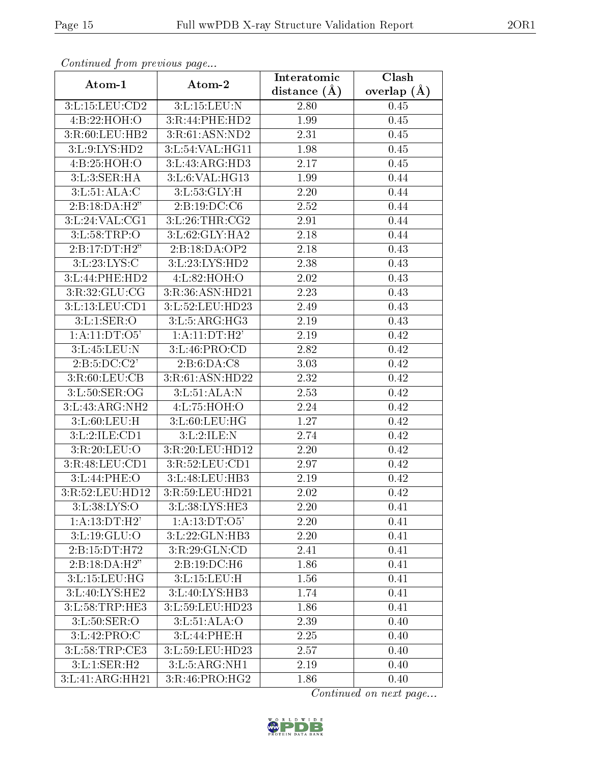*Continued from previous page...*

| Atom-1 | Atom-2 | Interatomic distance (Å) | Clash overlap (Å) |
|---|---|---|---|
| 3:L:15:LEU:CD2 | 3:L:15:LEU:N | 2.80 | 0.45 |
| 4:B:22:HOH:O | 3:R:44:PHE:HD2 | 1.99 | 0.45 |
| 3:R:60:LEU:HB2 | 3:R:61:ASN:ND2 | 2.31 | 0.45 |
| 3:L:9:LYS:HD2 | 3:L:54:VAL:HG11 | 1.98 | 0.45 |
| 4:B:25:HOH:O | 3:L:43:ARG:HD3 | 2.17 | 0.45 |
| 3:L:3:SER:HA | 3:L:6:VAL:HG13 | 1.99 | 0.44 |
| 3:L:51:ALA:C | 3:L:53:GLY:H | 2.20 | 0.44 |
| 2:B:18:DA:H2" | 2:B:19:DC:C6 | 2.52 | 0.44 |
| 3:L:24:VAL:CG1 | 3:L:26:THR:CG2 | 2.91 | 0.44 |
| 3:L:58:TRP:O | 3:L:62:GLY:HA2 | 2.18 | 0.44 |
| 2:B:17:DT:H2" | 2:B:18:DA:OP2 | 2.18 | 0.43 |
| 3:L:23:LYS:C | 3:L:23:LYS:HD2 | 2.38 | 0.43 |
| 3:L:44:PHE:HD2 | 4:L:82:HOH:O | 2.02 | 0.43 |
| 3:R:32:GLU:CG | 3:R:36:ASN:HD21 | 2.23 | 0.43 |
| 3:L:13:LEU:CD1 | 3:L:52:LEU:HD23 | 2.49 | 0.43 |
| 3:L:1:SER:O | 3:L:5:ARG:HG3 | 2.19 | 0.43 |
| 1:A:11:DT:O5' | 1:A:11:DT:H2' | 2.19 | 0.42 |
| 3:L:45:LEU:N | 3:L:46:PRO:CD | 2.82 | 0.42 |
| 2:B:5:DC:C2' | 2:B:6:DA:C8 | 3.03 | 0.42 |
| 3:R:60:LEU:CB | 3:R:61:ASN:HD22 | 2.32 | 0.42 |
| 3:L:50:SER:OG | 3:L:51:ALA:N | 2.53 | 0.42 |
| 3:L:43:ARG:NH2 | 4:L:75:HOH:O | 2.24 | 0.42 |
| 3:L:60:LEU:H | 3:L:60:LEU:HG | 1.27 | 0.42 |
| 3:L:2:ILE:CD1 | 3:L:2:ILE:N | 2.74 | 0.42 |
| 3:R:20:LEU:O | 3:R:20:LEU:HD12 | 2.20 | 0.42 |
| 3:R:48:LEU:CD1 | 3:R:52:LEU:CD1 | 2.97 | 0.42 |
| 3:L:44:PHE:O | 3:L:48:LEU:HB3 | 2.19 | 0.42 |
| 3:R:52:LEU:HD12 | 3:R:59:LEU:HD21 | 2.02 | 0.42 |
| 3:L:38:LYS:O | 3:L:38:LYS:HE3 | 2.20 | 0.41 |
| 1:A:13:DT:H2' | 1:A:13:DT:O5' | 2.20 | 0.41 |
| 3:L:19:GLU:O | 3:L:22:GLN:HB3 | 2.20 | 0.41 |
| 2:B:15:DT:H72 | 3:R:29:GLN:CD | 2.41 | 0.41 |
| 2:B:18:DA:H2" | 2:B:19:DC:H6 | 1.86 | 0.41 |
| 3:L:15:LEU:HG | 3:L:15:LEU:H | 1.56 | 0.41 |
| 3:L:40:LYS:HE2 | 3:L:40:LYS:HB3 | 1.74 | 0.41 |
| 3:L:58:TRP:HE3 | 3:L:59:LEU:HD23 | 1.86 | 0.41 |
| 3:L:50:SER:O | 3:L:51:ALA:O | 2.39 | 0.40 |
| 3:L:42:PRO:C | 3:L:44:PHE:H | 2.25 | 0.40 |
| 3:L:58:TRP:CE3 | 3:L:59:LEU:HD23 | 2.57 | 0.40 |
| 3:L:1:SER:H2 | 3:L:5:ARG:NH1 | 2.19 | 0.40 |
| 3:L:41:ARG:HH21 | 3:R:46:PRO:HG2 | 1.86 | 0.40 |

*Continued on next page...*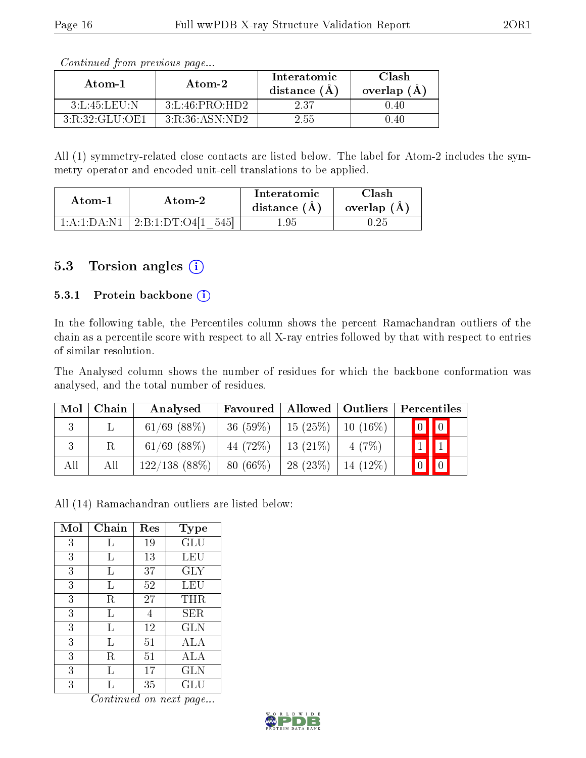*Continued from previous page...*

| Atom-1 | Atom-2 | Interatomic distance (Å) | Clash overlap (Å) |
|---|---|---|---|
| 3:L:45:LEU:N | 3:L:46:PRO:HD2 | 2.37 | 0.40 |
| 3:R:32:GLU:OE1 | 3:R:36:ASN:ND2 | 2.55 | 0.40 |

All (1) symmetry-related close contacts are listed below. The label for Atom-2 includes the symmetry operator and encoded unit-cell translations to be applied.

| Atom-1 | Atom-2 | Interatomic distance (Å) | Clash overlap (Å) |
|---|---|---|---|
| 1:A:1:DA:N1 | 2:B:1:DT:O4[1_545] | 1.95 | 0.25 |

## 5.3 Torsion angles

### 5.3.1 Protein backbone

In the following table, the Percentiles column shows the percent Ramachandran outliers of the chain as a percentile score with respect to all X-ray entries followed by that with respect to entries of similar resolution.

The Analysed column shows the number of residues for which the backbone conformation was analysed, and the total number of residues.

| Mol | Chain | Analysed | Favoured | Allowed | Outliers | Percentiles | |
|---|---|---|---|---|---|---|---|
| 3 | L | 61/69 (88%) | 36 (59%) | 15 (25%) | 10 (16%) | 0 | 0 |
| 3 | R | 61/69 (88%) | 44 (72%) | 13 (21%) | 4 (7%) | 1 | 1 |
| All | All | 122/138 (88%) | 80 (66%) | 28 (23%) | 14 (12%) | 0 | 0 |

All (14) Ramachandran outliers are listed below:

| Mol | Chain | Res | Type |
|---|---|---|---|
| 3 | L | 19 | GLU |
| 3 | L | 13 | LEU |
| 3 | L | 37 | GLY |
| 3 | L | 52 | LEU |
| 3 | R | 27 | THR |
| 3 | L | 4 | SER |
| 3 | L | 12 | GLN |
| 3 | L | 51 | ALA |
| 3 | R | 51 | ALA |
| 3 | L | 17 | GLN |
| 3 | L | 35 | GLU |

*Continued on next page...*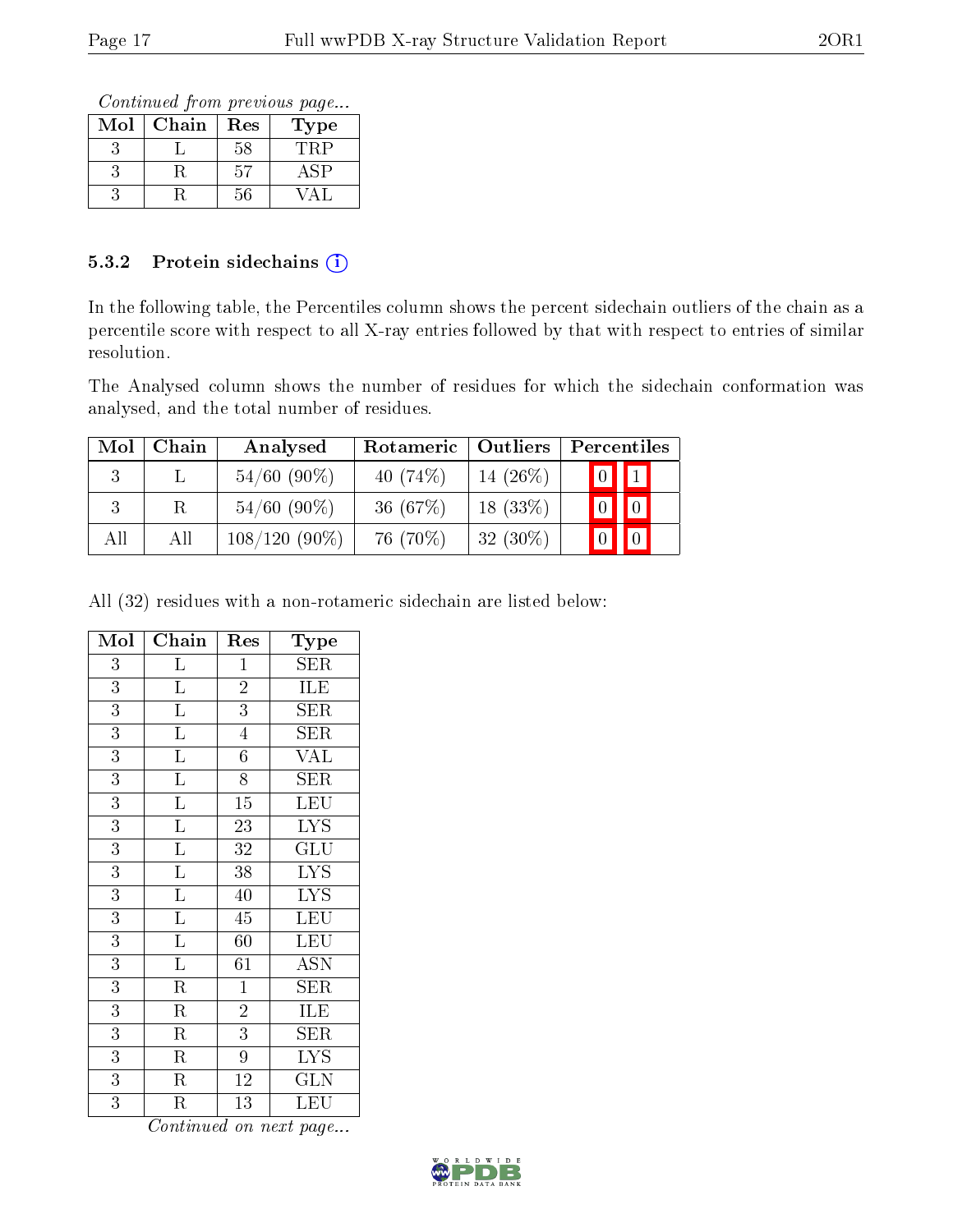*Continued from previous page...*

| Mol | Chain | Res | Type |
|---|---|---|---|
| 3 | L | 58 | TRP |
| 3 | R | 57 | ASP |
| 3 | R | 56 | VAL |

### 5.3.2 Protein sidechains

In the following table, the Percentiles column shows the percent sidechain outliers of the chain as a percentile score with respect to all X-ray entries followed by that with respect to entries of similar resolution.

The Analysed column shows the number of residues for which the sidechain conformation was analysed, and the total number of residues.

| Mol | Chain | Analysed | Rotameric | Outliers | Percentiles | |
|---|---|---|---|---|---|---|
| 3 | L | 54/60 (90%) | 40 (74%) | 14 (26%) | 0 | 1 |
| 3 | R | 54/60 (90%) | 36 (67%) | 18 (33%) | 0 | 0 |
| All | All | 108/120 (90%) | 76 (70%) | 32 (30%) | 0 | 0 |

All (32) residues with a non-rotameric sidechain are listed below:

| Mol | Chain | Res | Type |
|---|---|---|---|
| 3 | L | 1 | SER |
| 3 | L | 2 | ILE |
| 3 | L | 3 | SER |
| 3 | L | 4 | SER |
| 3 | L | 6 | VAL |
| 3 | L | 8 | SER |
| 3 | L | 15 | LEU |
| 3 | L | 23 | LYS |
| 3 | L | 32 | GLU |
| 3 | L | 38 | LYS |
| 3 | L | 40 | LYS |
| 3 | L | 45 | LEU |
| 3 | L | 60 | LEU |
| 3 | L | 61 | ASN |
| 3 | R | 1 | SER |
| 3 | R | 2 | ILE |
| 3 | R | 3 | SER |
| 3 | R | 9 | LYS |
| 3 | R | 12 | GLN |
| 3 | R | 13 | LEU |

*Continued on next page...*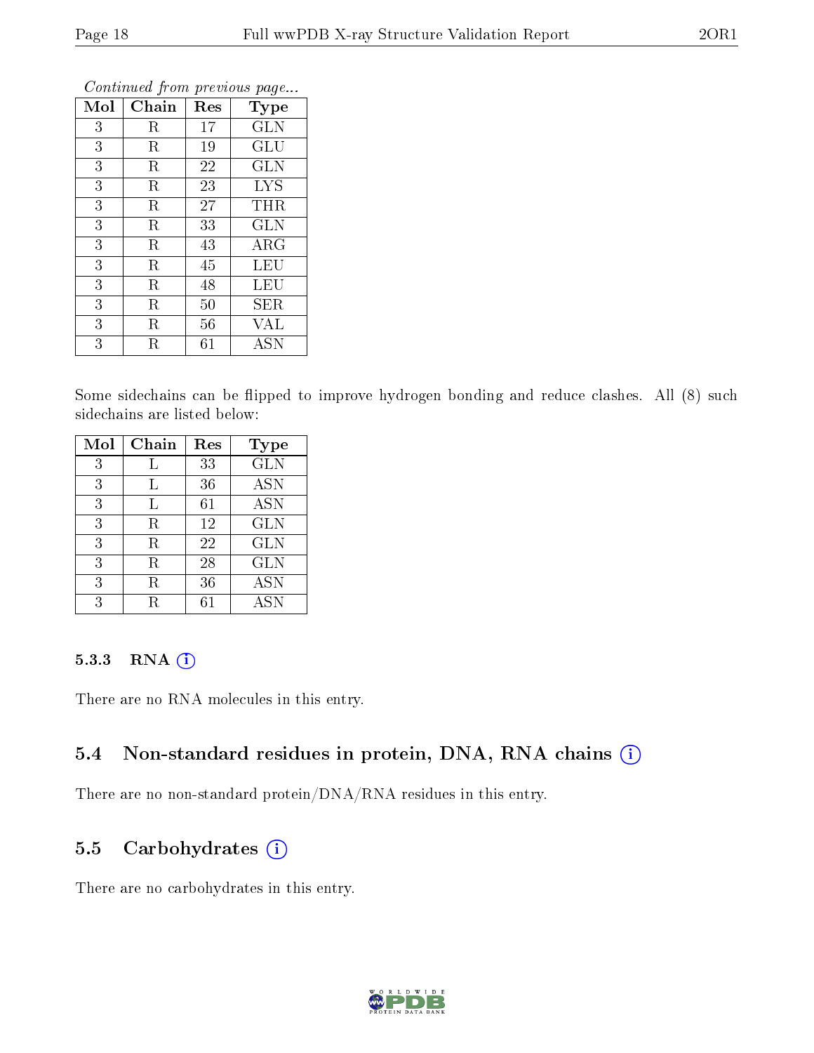*Continued from previous page...*

| Mol | Chain | Res | Type |
|---|---|---|---|
| 3 | R | 17 | GLN |
| 3 | R | 19 | GLU |
| 3 | R | 22 | GLN |
| 3 | R | 23 | LYS |
| 3 | R | 27 | THR |
| 3 | R | 33 | GLN |
| 3 | R | 43 | ARG |
| 3 | R | 45 | LEU |
| 3 | R | 48 | LEU |
| 3 | R | 50 | SER |
| 3 | R | 56 | VAL |
| 3 | R | 61 | ASN |

Some sidechains can be flipped to improve hydrogen bonding and reduce clashes. All (8) such sidechains are listed below:

| Mol | Chain | Res | Type |
|---|---|---|---|
| 3 | L | 33 | GLN |
| 3 | L | 36 | ASN |
| 3 | L | 61 | ASN |
| 3 | R | 12 | GLN |
| 3 | R | 22 | GLN |
| 3 | R | 28 | GLN |
| 3 | R | 36 | ASN |
| 3 | R | 61 | ASN |

#### 5.3.3 RNA

There are no RNA molecules in this entry.

### 5.4 Non-standard residues in protein, DNA, RNA chains

There are no non-standard protein/DNA/RNA residues in this entry.

### 5.5 Carbohydrates

There are no carbohydrates in this entry.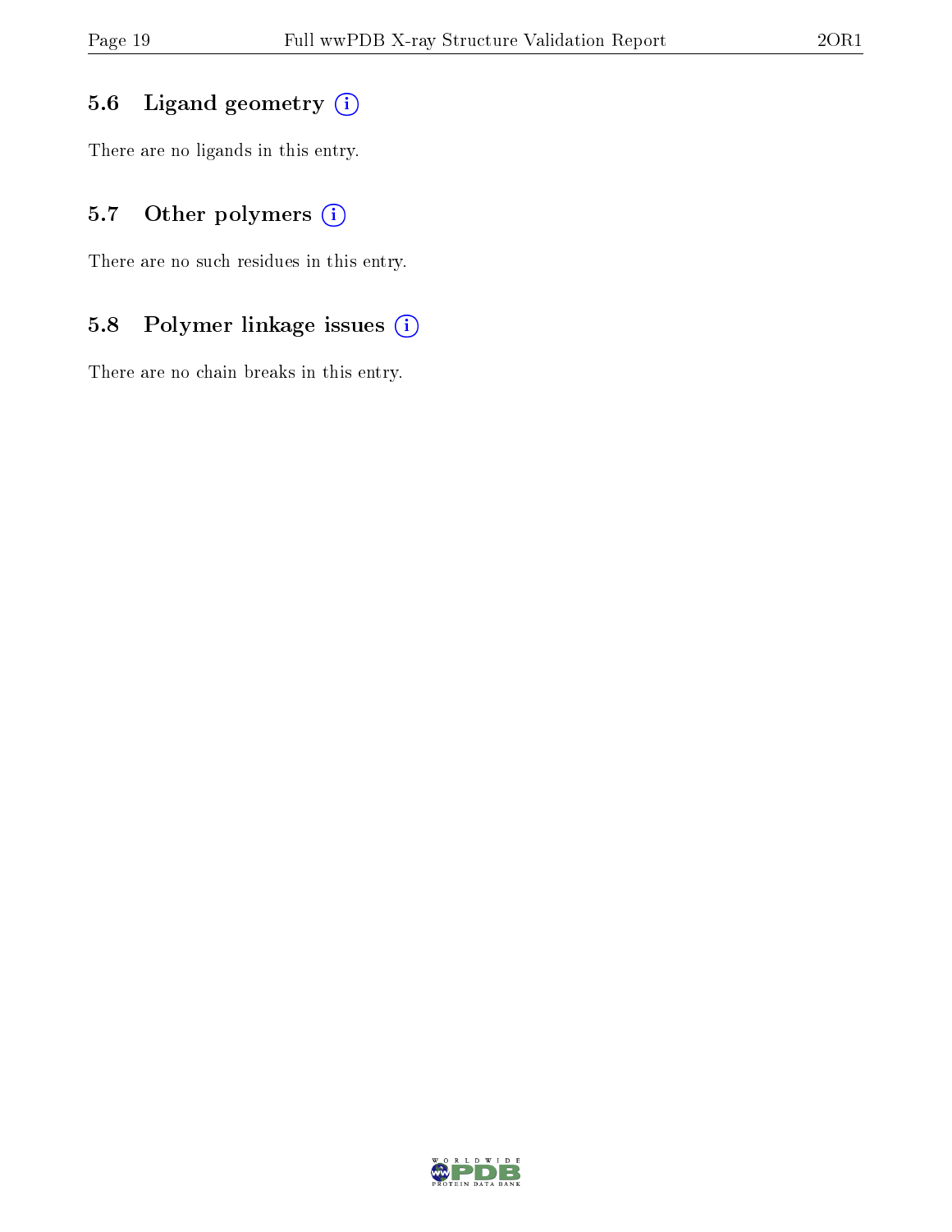### 5.6 Ligand geometry

There are no ligands in this entry.

### 5.7 Other polymers

There are no such residues in this entry.

### 5.8 Polymer linkage issues

There are no chain breaks in this entry.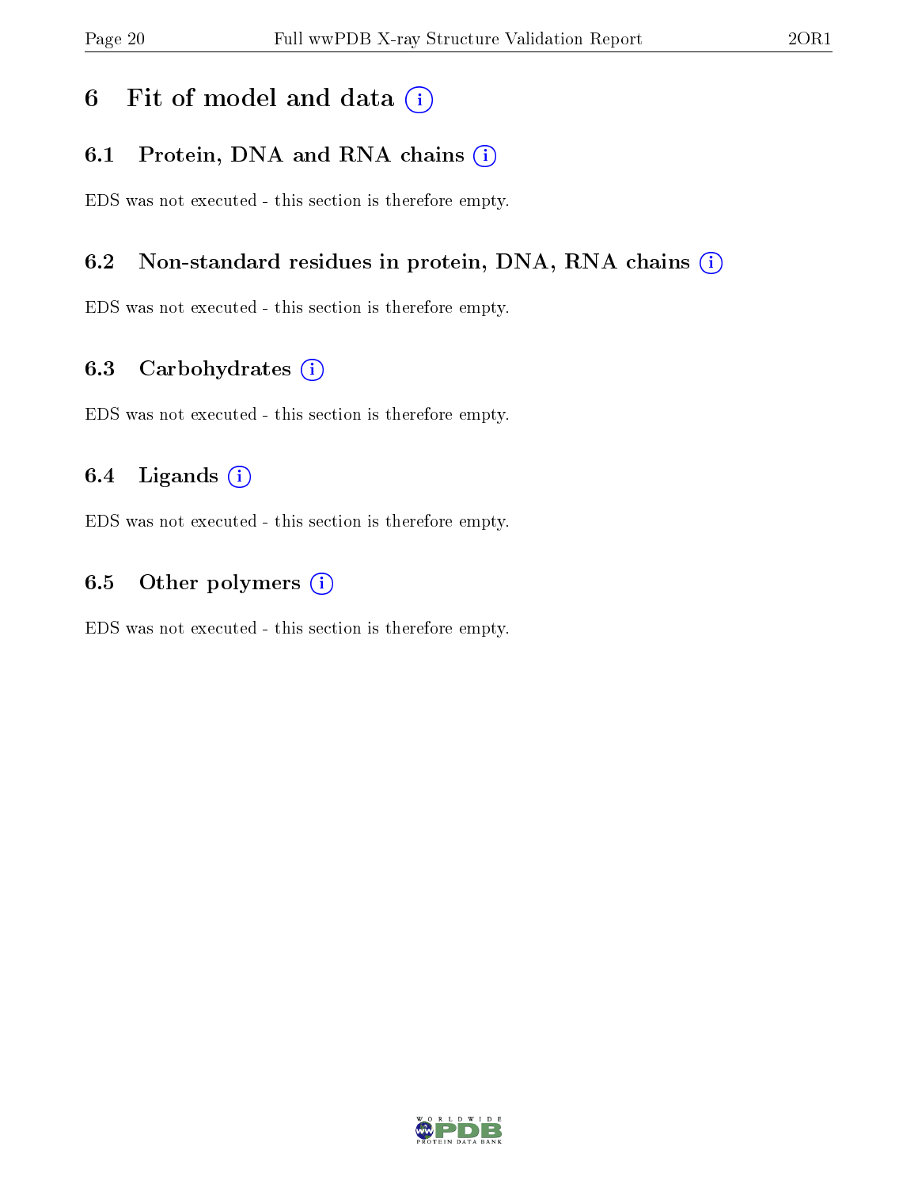# 6 Fit of model and data

## 6.1 Protein, DNA and RNA chains

EDS was not executed - this section is therefore empty.

## 6.2 Non-standard residues in protein, DNA, RNA chains

EDS was not executed - this section is therefore empty.

## 6.3 Carbohydrates

EDS was not executed - this section is therefore empty.

## 6.4 Ligands

EDS was not executed - this section is therefore empty.

## 6.5 Other polymers

EDS was not executed - this section is therefore empty.